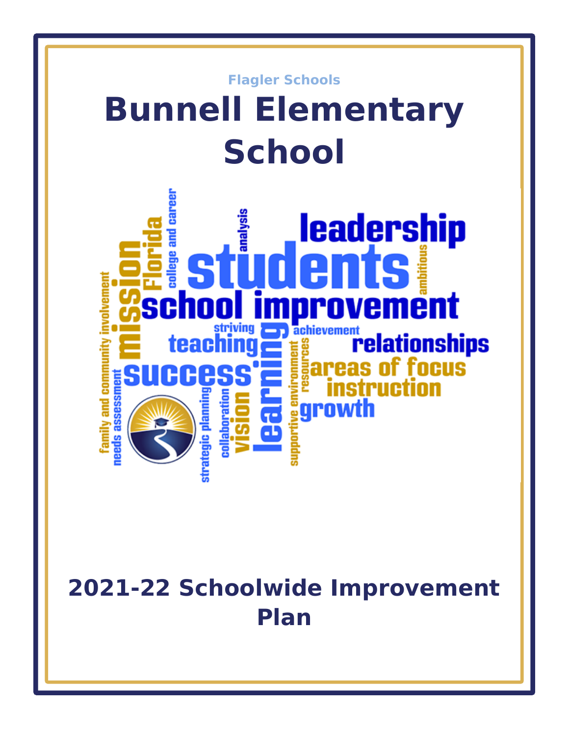Flagler Schools

# Bunnell Elementary School

## 2021-22 Schoolwide Improvement Plan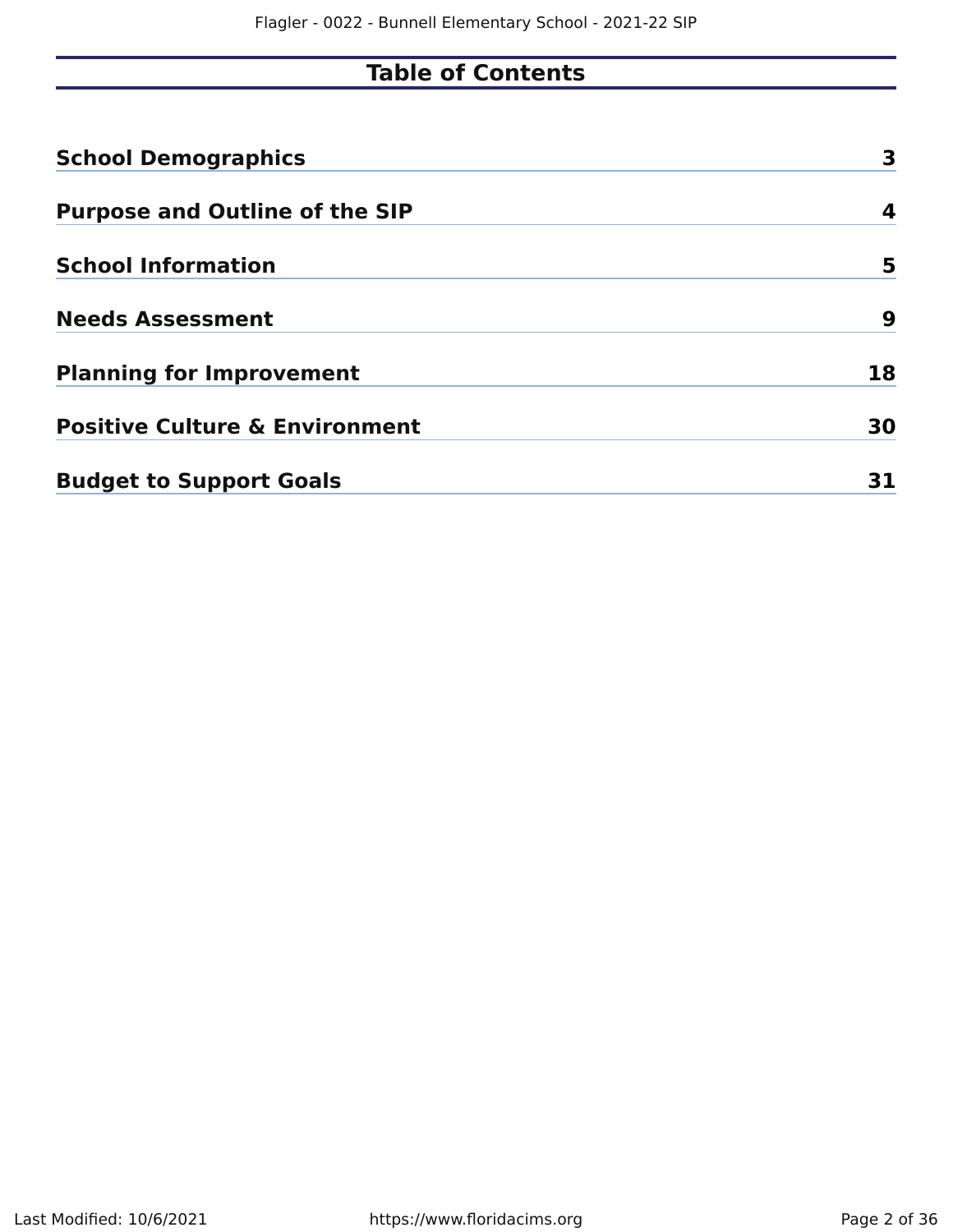# Table of Contents

| | |
|---|---|
| **School Demographics** | **3** |
| **Purpose and Outline of the SIP** | **4** |
| **School Information** | **5** |
| **Needs Assessment** | **9** |
| **Planning for Improvement** | **18** |
| **Positive Culture & Environment** | **30** |
| **Budget to Support Goals** | **31** |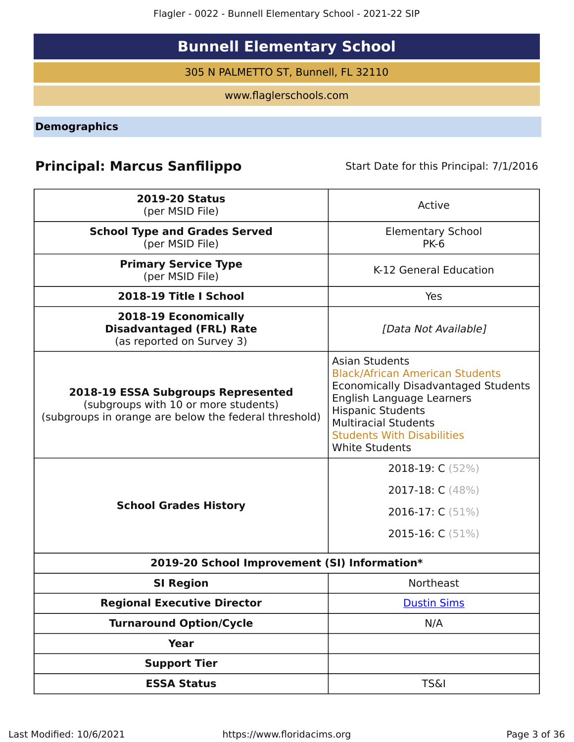# Bunnell Elementary School

305 N PALMETTO ST, Bunnell, FL 32110

www.flaglerschools.com

## Demographics

**Principal: Marcus Sanfilippo** Start Date for this Principal: 7/1/2016

| | |
|---|---|
| **2019-20 Status** (per MSID File) | Active |
| **School Type and Grades Served** (per MSID File) | Elementary School PK-6 |
| **Primary Service Type** (per MSID File) | K-12 General Education |
| **2018-19 Title I School** | Yes |
| **2018-19 Economically Disadvantaged (FRL) Rate** (as reported on Survey 3) | *[Data Not Available]* |
| **2018-19 ESSA Subgroups Represented** (subgroups with 10 or more students) (subgroups in orange are below the federal threshold) | Asian Students<br>Black/African American Students<br>Economically Disadvantaged Students<br>English Language Learners<br>Hispanic Students<br>Multiracial Students<br>Students With Disabilities<br>White Students |
| **School Grades History** | 2018-19: C (52%)<br>2017-18: C (48%)<br>2016-17: C (51%)<br>2015-16: C (51%) |
| **2019-20 School Improvement (SI) Information*** | |
| **SI Region** | Northeast |
| **Regional Executive Director** | Dustin Sims |
| **Turnaround Option/Cycle** | N/A |
| **Year** | |
| **Support Tier** | |
| **ESSA Status** | TS&I |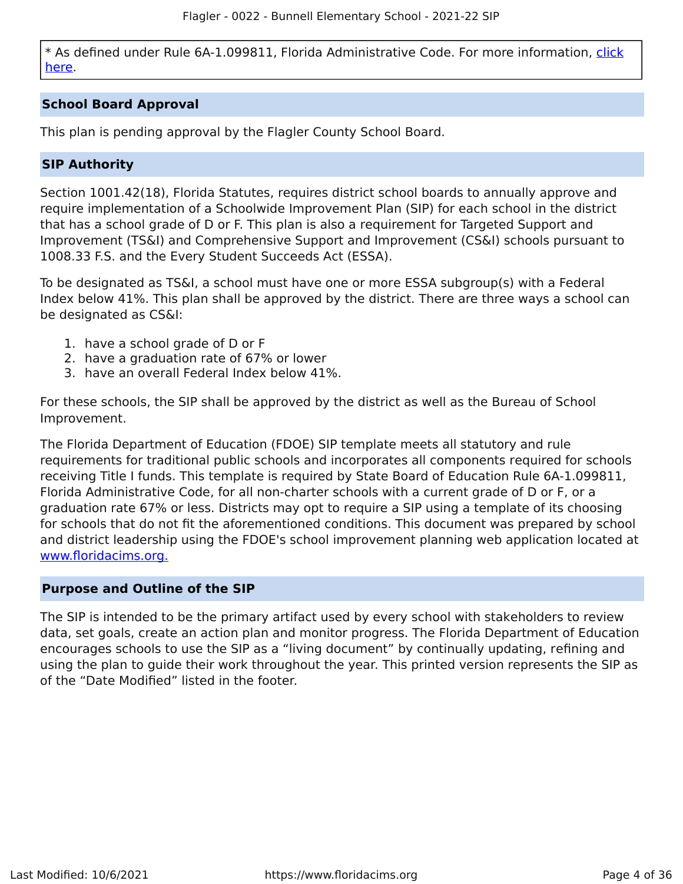* As defined under Rule 6A-1.099811, Florida Administrative Code. For more information, [click here](#).

## School Board Approval

This plan is pending approval by the Flagler County School Board.

## SIP Authority

Section 1001.42(18), Florida Statutes, requires district school boards to annually approve and require implementation of a Schoolwide Improvement Plan (SIP) for each school in the district that has a school grade of D or F. This plan is also a requirement for Targeted Support and Improvement (TS&I) and Comprehensive Support and Improvement (CS&I) schools pursuant to 1008.33 F.S. and the Every Student Succeeds Act (ESSA).

To be designated as TS&I, a school must have one or more ESSA subgroup(s) with a Federal Index below 41%. This plan shall be approved by the district. There are three ways a school can be designated as CS&I:

1. have a school grade of D or F
2. have a graduation rate of 67% or lower
3. have an overall Federal Index below 41%.

For these schools, the SIP shall be approved by the district as well as the Bureau of School Improvement.

The Florida Department of Education (FDOE) SIP template meets all statutory and rule requirements for traditional public schools and incorporates all components required for schools receiving Title I funds. This template is required by State Board of Education Rule 6A-1.099811, Florida Administrative Code, for all non-charter schools with a current grade of D or F, or a graduation rate 67% or less. Districts may opt to require a SIP using a template of its choosing for schools that do not fit the aforementioned conditions. This document was prepared by school and district leadership using the FDOE's school improvement planning web application located at [www.floridacims.org.](https://www.floridacims.org)

## Purpose and Outline of the SIP

The SIP is intended to be the primary artifact used by every school with stakeholders to review data, set goals, create an action plan and monitor progress. The Florida Department of Education encourages schools to use the SIP as a “living document” by continually updating, refining and using the plan to guide their work throughout the year. This printed version represents the SIP as of the “Date Modified” listed in the footer.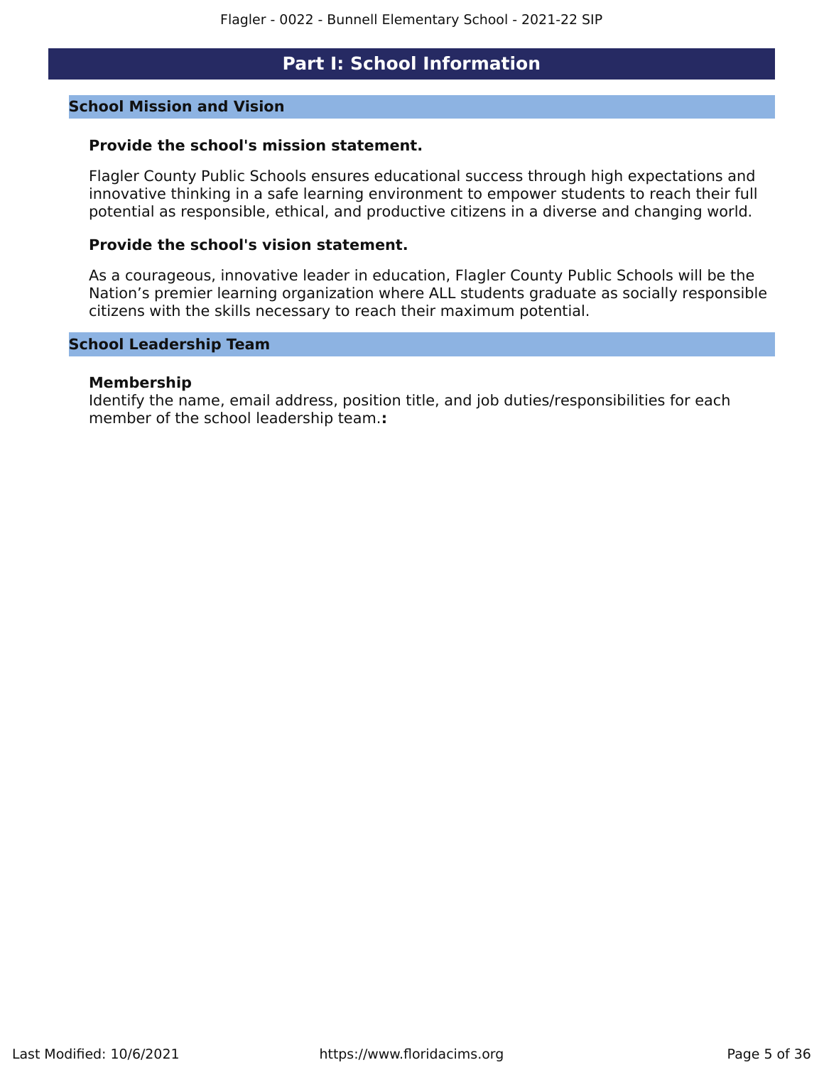# Part I: School Information

## School Mission and Vision

### Provide the school's mission statement.

Flagler County Public Schools ensures educational success through high expectations and innovative thinking in a safe learning environment to empower students to reach their full potential as responsible, ethical, and productive citizens in a diverse and changing world.

### Provide the school's vision statement.

As a courageous, innovative leader in education, Flagler County Public Schools will be the Nation's premier learning organization where ALL students graduate as socially responsible citizens with the skills necessary to reach their maximum potential.

## School Leadership Team

### Membership

Identify the name, email address, position title, and job duties/responsibilities for each member of the school leadership team.**:**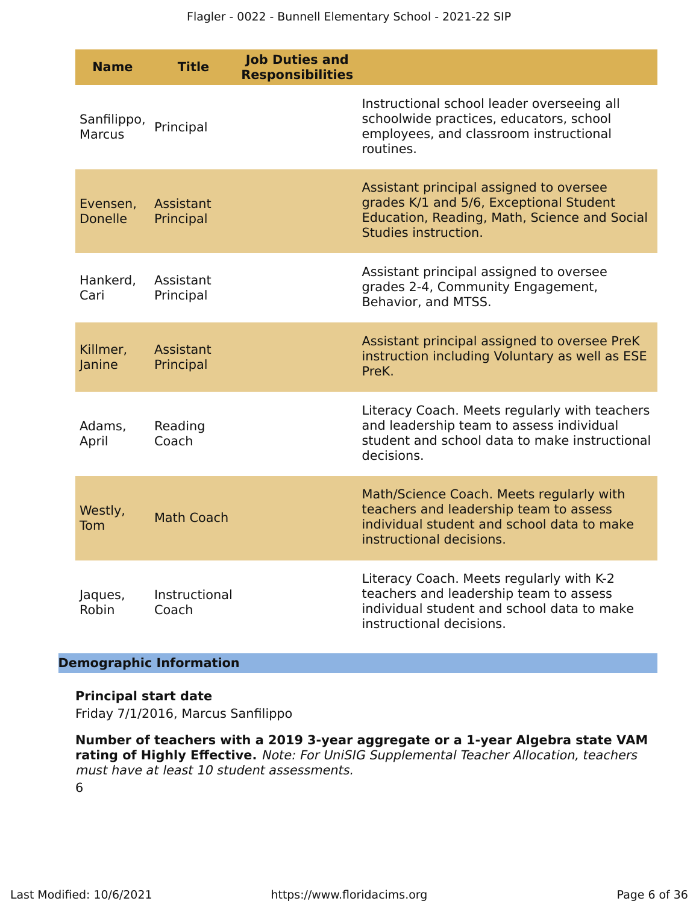| Name | Title | Job Duties and Responsibilities |
|---|---|---|
| Sanfilippo, Marcus | Principal | Instructional school leader overseeing all schoolwide practices, educators, school employees, and classroom instructional routines. |
| Evensen, Donelle | Assistant Principal | Assistant principal assigned to oversee grades K/1 and 5/6, Exceptional Student Education, Reading, Math, Science and Social Studies instruction. |
| Hankerd, Cari | Assistant Principal | Assistant principal assigned to oversee grades 2-4, Community Engagement, Behavior, and MTSS. |
| Killmer, Janine | Assistant Principal | Assistant principal assigned to oversee PreK instruction including Voluntary as well as ESE PreK. |
| Adams, April | Reading Coach | Literacy Coach. Meets regularly with teachers and leadership team to assess individual student and school data to make instructional decisions. |
| Westly, Tom | Math Coach | Math/Science Coach. Meets regularly with teachers and leadership team to assess individual student and school data to make instructional decisions. |
| Jaques, Robin | Instructional Coach | Literacy Coach. Meets regularly with K-2 teachers and leadership team to assess individual student and school data to make instructional decisions. |

## Demographic Information

**Principal start date**

Friday 7/1/2016, Marcus Sanfilippo

**Number of teachers with a 2019 3-year aggregate or a 1-year Algebra state VAM rating of Highly Effective.** *Note: For UniSIG Supplemental Teacher Allocation, teachers must have at least 10 student assessments.*

6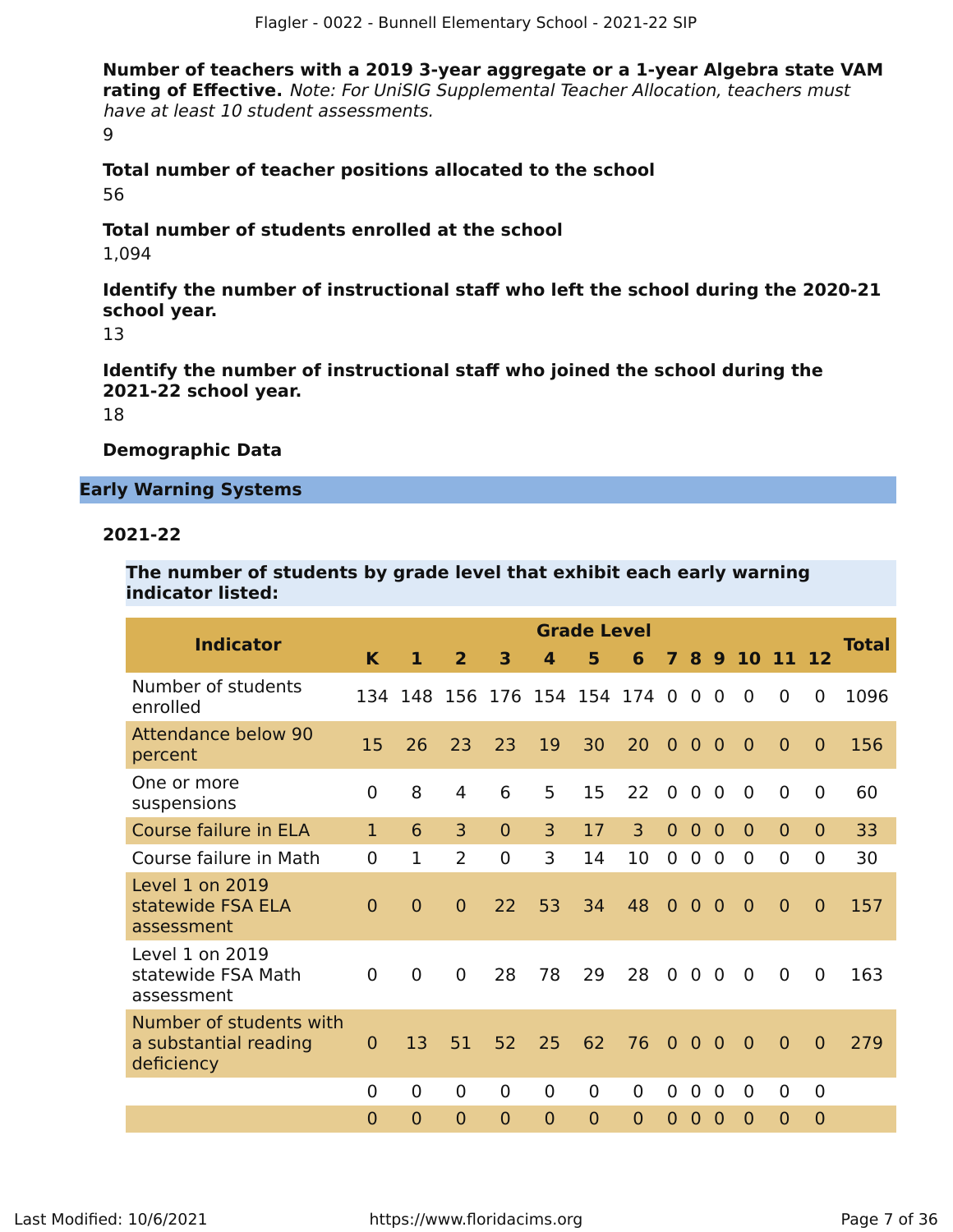**Number of teachers with a 2019 3-year aggregate or a 1-year Algebra state VAM rating of Effective.** *Note: For UniSIG Supplemental Teacher Allocation, teachers must have at least 10 student assessments.*

9

**Total number of teacher positions allocated to the school**

56

**Total number of students enrolled at the school**

1,094

**Identify the number of instructional staff who left the school during the 2020-21 school year.**

13

**Identify the number of instructional staff who joined the school during the 2021-22 school year.**

18

**Demographic Data**

## Early Warning Systems

### 2021-22

**The number of students by grade level that exhibit each early warning indicator listed:**

| Indicator | Grade Level | | | | | | | | | | | | | Total |
|---|---|---|---|---|---|---|---|---|---|---|---|---|---|---|
| | K | 1 | 2 | 3 | 4 | 5 | 6 | 7 | 8 | 9 | 10 | 11 | 12 | |
| Number of students enrolled | 134 | 148 | 156 | 176 | 154 | 154 | 174 | 0 | 0 | 0 | 0 | 0 | 0 | 1096 |
| Attendance below 90 percent | 15 | 26 | 23 | 23 | 19 | 30 | 20 | 0 | 0 | 0 | 0 | 0 | 0 | 156 |
| One or more suspensions | 0 | 8 | 4 | 6 | 5 | 15 | 22 | 0 | 0 | 0 | 0 | 0 | 0 | 60 |
| Course failure in ELA | 1 | 6 | 3 | 0 | 3 | 17 | 3 | 0 | 0 | 0 | 0 | 0 | 0 | 33 |
| Course failure in Math | 0 | 1 | 2 | 0 | 3 | 14 | 10 | 0 | 0 | 0 | 0 | 0 | 0 | 30 |
| Level 1 on 2019 statewide FSA ELA assessment | 0 | 0 | 0 | 22 | 53 | 34 | 48 | 0 | 0 | 0 | 0 | 0 | 0 | 157 |
| Level 1 on 2019 statewide FSA Math assessment | 0 | 0 | 0 | 28 | 78 | 29 | 28 | 0 | 0 | 0 | 0 | 0 | 0 | 163 |
| Number of students with a substantial reading deficiency | 0 | 13 | 51 | 52 | 25 | 62 | 76 | 0 | 0 | 0 | 0 | 0 | 0 | 279 |
| | 0 | 0 | 0 | 0 | 0 | 0 | 0 | 0 | 0 | 0 | 0 | 0 | 0 | |
| | 0 | 0 | 0 | 0 | 0 | 0 | 0 | 0 | 0 | 0 | 0 | 0 | 0 | |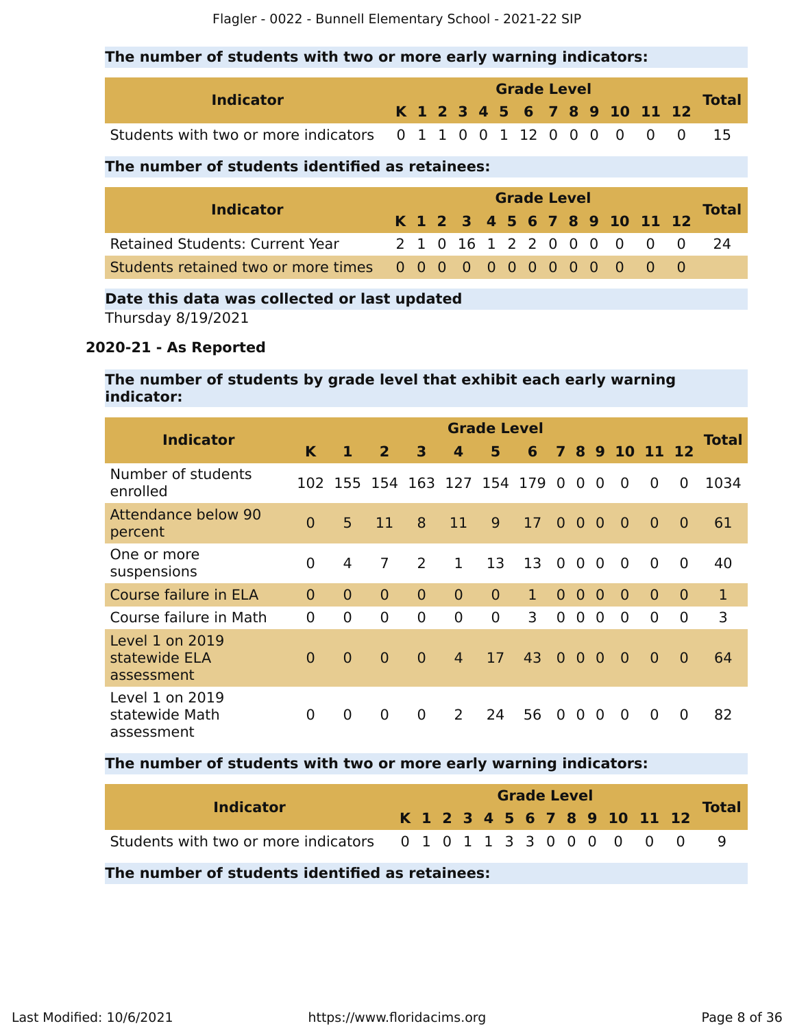### The number of students with two or more early warning indicators:

| Indicator | K | 1 | 2 | 3 | 4 | 5 | 6 | 7 | 8 | 9 | 10 | 11 | 12 | Total |
|---|---|---|---|---|---|---|---|---|---|---|---|---|---|---|
| Students with two or more indicators | 0 | 1 | 1 | 0 | 0 | 1 | 12 | 0 | 0 | 0 | 0 | 0 | 0 | 15 |

### The number of students identified as retainees:

| Indicator | K | 1 | 2 | 3 | 4 | 5 | 6 | 7 | 8 | 9 | 10 | 11 | 12 | Total |
|---|---|---|---|---|---|---|---|---|---|---|---|---|---|---|
| Retained Students: Current Year | 2 | 1 | 0 | 16 | 1 | 2 | 2 | 0 | 0 | 0 | 0 | 0 | 0 | 24 |
| Students retained two or more times | 0 | 0 | 0 | 0 | 0 | 0 | 0 | 0 | 0 | 0 | 0 | 0 | 0 | |

### Date this data was collected or last updated

Thursday 8/19/2021

## 2020-21 - As Reported

### The number of students by grade level that exhibit each early warning indicator:

| Indicator | K | 1 | 2 | 3 | 4 | 5 | 6 | 7 | 8 | 9 | 10 | 11 | 12 | Total |
|---|---|---|---|---|---|---|---|---|---|---|---|---|---|---|
| Number of students enrolled | 102 | 155 | 154 | 163 | 127 | 154 | 179 | 0 | 0 | 0 | 0 | 0 | 0 | 1034 |
| Attendance below 90 percent | 0 | 5 | 11 | 8 | 11 | 9 | 17 | 0 | 0 | 0 | 0 | 0 | 0 | 61 |
| One or more suspensions | 0 | 4 | 7 | 2 | 1 | 13 | 13 | 0 | 0 | 0 | 0 | 0 | 0 | 40 |
| Course failure in ELA | 0 | 0 | 0 | 0 | 0 | 0 | 1 | 0 | 0 | 0 | 0 | 0 | 0 | 1 |
| Course failure in Math | 0 | 0 | 0 | 0 | 0 | 0 | 3 | 0 | 0 | 0 | 0 | 0 | 0 | 3 |
| Level 1 on 2019 statewide ELA assessment | 0 | 0 | 0 | 0 | 4 | 17 | 43 | 0 | 0 | 0 | 0 | 0 | 0 | 64 |
| Level 1 on 2019 statewide Math assessment | 0 | 0 | 0 | 0 | 2 | 24 | 56 | 0 | 0 | 0 | 0 | 0 | 0 | 82 |

### The number of students with two or more early warning indicators:

| Indicator | K | 1 | 2 | 3 | 4 | 5 | 6 | 7 | 8 | 9 | 10 | 11 | 12 | Total |
|---|---|---|---|---|---|---|---|---|---|---|---|---|---|---|
| Students with two or more indicators | 0 | 1 | 0 | 1 | 1 | 3 | 3 | 0 | 0 | 0 | 0 | 0 | 0 | 9 |

### The number of students identified as retainees: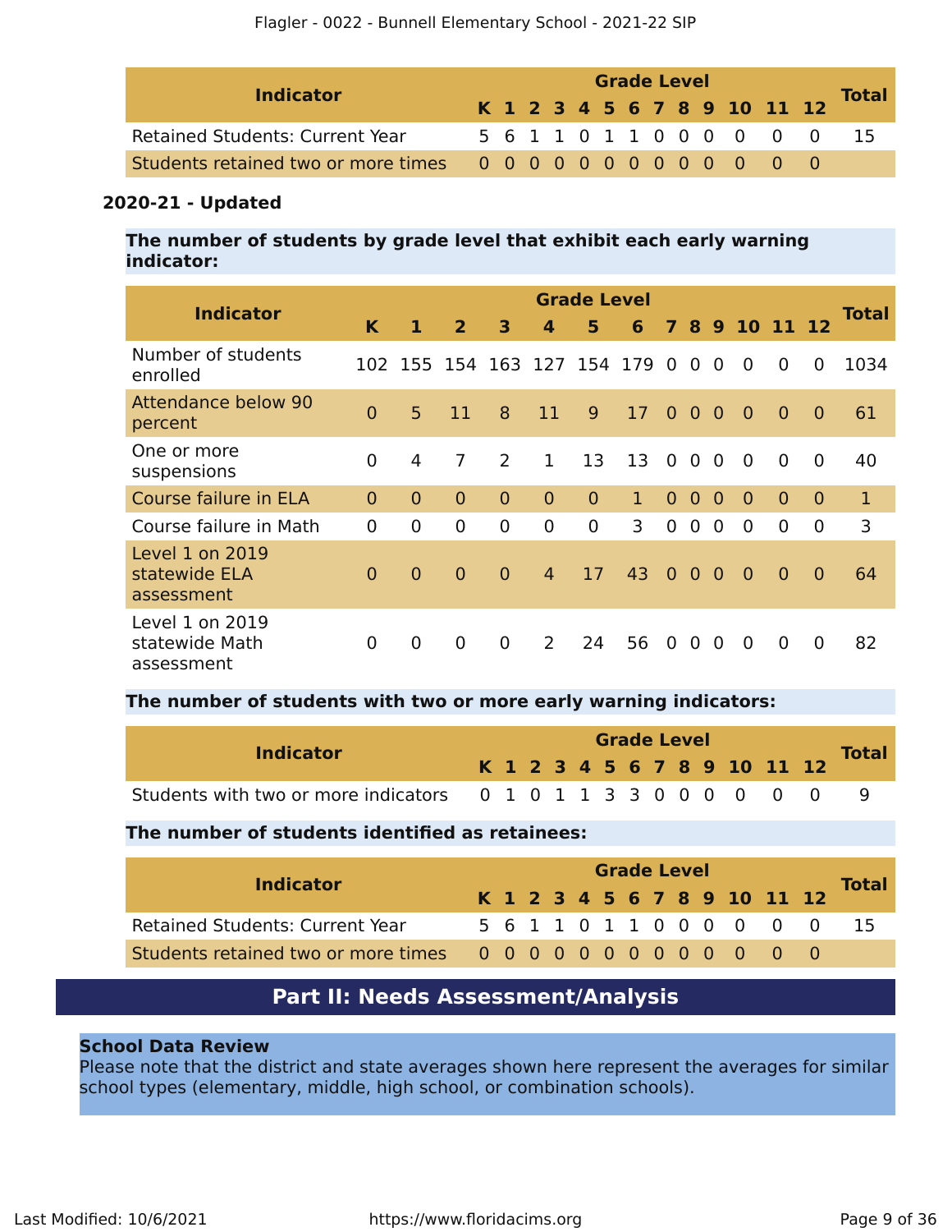| Indicator | Grade Level | | | | | | | | | | | | | Total |
|---|---|---|---|---|---|---|---|---|---|---|---|---|---|---|
| | K | 1 | 2 | 3 | 4 | 5 | 6 | 7 | 8 | 9 | 10 | 11 | 12 | |
| Retained Students: Current Year | 5 | 6 | 1 | 1 | 0 | 1 | 1 | 0 | 0 | 0 | 0 | 0 | 0 | 15 |
| Students retained two or more times | 0 | 0 | 0 | 0 | 0 | 0 | 0 | 0 | 0 | 0 | 0 | 0 | 0 | |

**2020-21 - Updated**

**The number of students by grade level that exhibit each early warning indicator:**

| Indicator | Grade Level | | | | | | | | | | | | | Total |
|---|---|---|---|---|---|---|---|---|---|---|---|---|---|---|
| | K | 1 | 2 | 3 | 4 | 5 | 6 | 7 | 8 | 9 | 10 | 11 | 12 | |
| Number of students enrolled | 102 | 155 | 154 | 163 | 127 | 154 | 179 | 0 | 0 | 0 | 0 | 0 | 0 | 1034 |
| Attendance below 90 percent | 0 | 5 | 11 | 8 | 11 | 9 | 17 | 0 | 0 | 0 | 0 | 0 | 0 | 61 |
| One or more suspensions | 0 | 4 | 7 | 2 | 1 | 13 | 13 | 0 | 0 | 0 | 0 | 0 | 0 | 40 |
| Course failure in ELA | 0 | 0 | 0 | 0 | 0 | 0 | 1 | 0 | 0 | 0 | 0 | 0 | 0 | 1 |
| Course failure in Math | 0 | 0 | 0 | 0 | 0 | 0 | 3 | 0 | 0 | 0 | 0 | 0 | 0 | 3 |
| Level 1 on 2019 statewide ELA assessment | 0 | 0 | 0 | 0 | 4 | 17 | 43 | 0 | 0 | 0 | 0 | 0 | 0 | 64 |
| Level 1 on 2019 statewide Math assessment | 0 | 0 | 0 | 0 | 2 | 24 | 56 | 0 | 0 | 0 | 0 | 0 | 0 | 82 |

**The number of students with two or more early warning indicators:**

| Indicator | Grade Level | | | | | | | | | | | | | Total |
|---|---|---|---|---|---|---|---|---|---|---|---|---|---|---|
| | K | 1 | 2 | 3 | 4 | 5 | 6 | 7 | 8 | 9 | 10 | 11 | 12 | |
| Students with two or more indicators | 0 | 1 | 0 | 1 | 1 | 3 | 3 | 0 | 0 | 0 | 0 | 0 | 0 | 9 |

**The number of students identified as retainees:**

| Indicator | Grade Level | | | | | | | | | | | | | Total |
|---|---|---|---|---|---|---|---|---|---|---|---|---|---|---|
| | K | 1 | 2 | 3 | 4 | 5 | 6 | 7 | 8 | 9 | 10 | 11 | 12 | |
| Retained Students: Current Year | 5 | 6 | 1 | 1 | 0 | 1 | 1 | 0 | 0 | 0 | 0 | 0 | 0 | 15 |
| Students retained two or more times | 0 | 0 | 0 | 0 | 0 | 0 | 0 | 0 | 0 | 0 | 0 | 0 | 0 | |

## Part II: Needs Assessment/Analysis

**School Data Review**

Please note that the district and state averages shown here represent the averages for similar school types (elementary, middle, high school, or combination schools).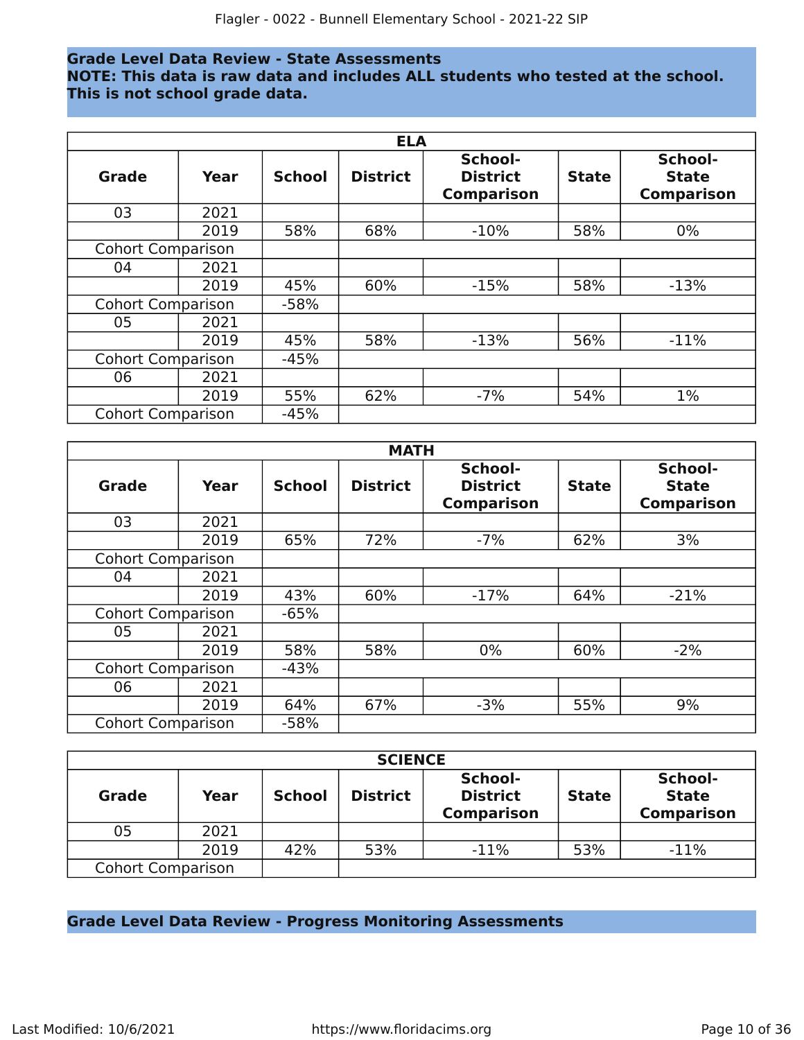## Grade Level Data Review - State Assessments

**NOTE: This data is raw data and includes ALL students who tested at the school. This is not school grade data.**

| ELA | | | | | | |
|---|---|---|---|---|---|---|
| **Grade** | **Year** | **School** | **District** | **School-District Comparison** | **State** | **School-State Comparison** |
| 03 | 2021 | | | | | |
| | 2019 | 58% | 68% | -10% | 58% | 0% |
| Cohort Comparison | | | | | | |
| 04 | 2021 | | | | | |
| | 2019 | 45% | 60% | -15% | 58% | -13% |
| Cohort Comparison | | -58% | | | | |
| 05 | 2021 | | | | | |
| | 2019 | 45% | 58% | -13% | 56% | -11% |
| Cohort Comparison | | -45% | | | | |
| 06 | 2021 | | | | | |
| | 2019 | 55% | 62% | -7% | 54% | 1% |
| Cohort Comparison | | -45% | | | | |

| MATH | | | | | | |
|---|---|---|---|---|---|---|
| **Grade** | **Year** | **School** | **District** | **School-District Comparison** | **State** | **School-State Comparison** |
| 03 | 2021 | | | | | |
| | 2019 | 65% | 72% | -7% | 62% | 3% |
| Cohort Comparison | | | | | | |
| 04 | 2021 | | | | | |
| | 2019 | 43% | 60% | -17% | 64% | -21% |
| Cohort Comparison | | -65% | | | | |
| 05 | 2021 | | | | | |
| | 2019 | 58% | 58% | 0% | 60% | -2% |
| Cohort Comparison | | -43% | | | | |
| 06 | 2021 | | | | | |
| | 2019 | 64% | 67% | -3% | 55% | 9% |
| Cohort Comparison | | -58% | | | | |

| SCIENCE | | | | | | |
|---|---|---|---|---|---|---|
| **Grade** | **Year** | **School** | **District** | **School-District Comparison** | **State** | **School-State Comparison** |
| 05 | 2021 | | | | | |
| | 2019 | 42% | 53% | -11% | 53% | -11% |
| Cohort Comparison | | | | | | |

## Grade Level Data Review - Progress Monitoring Assessments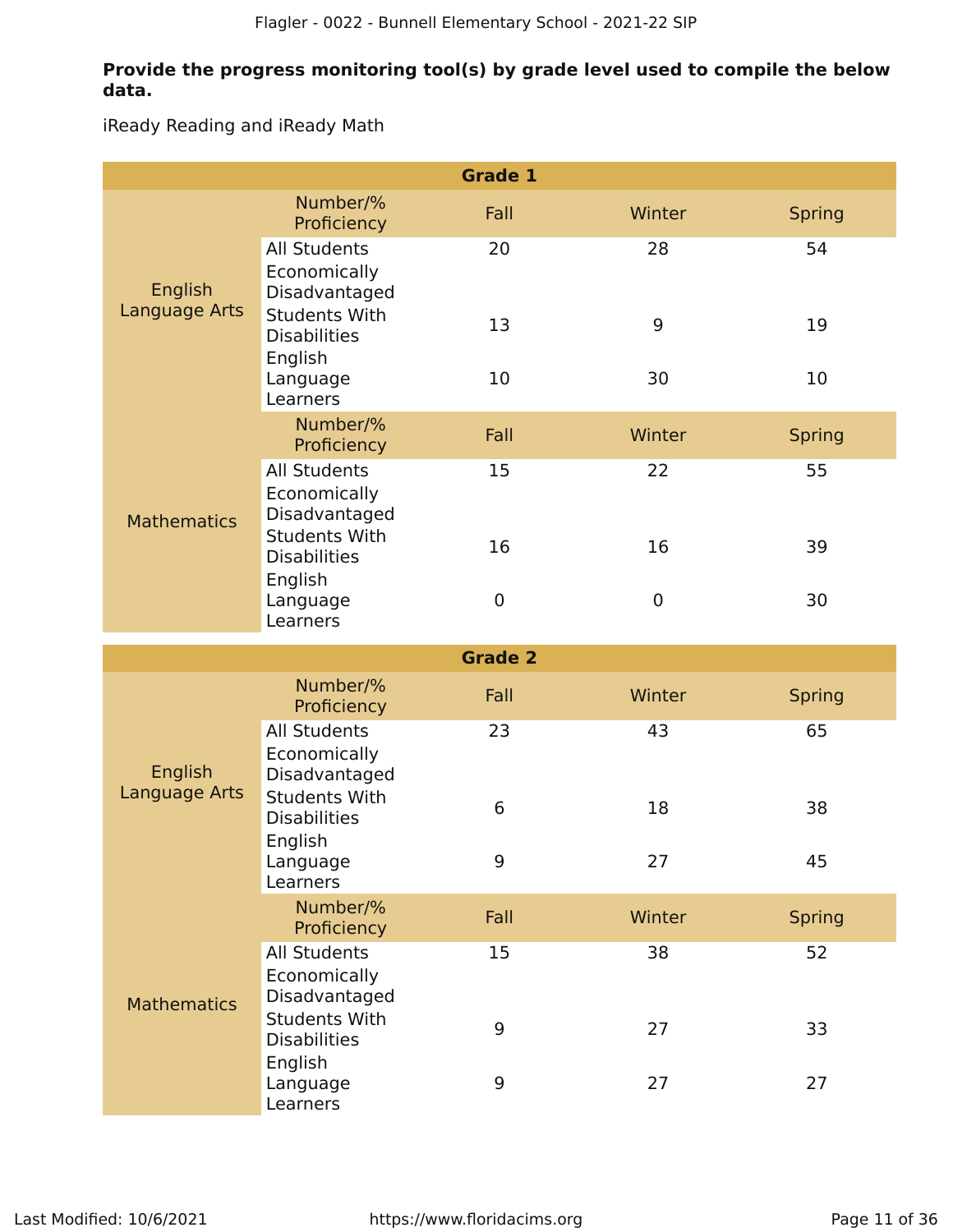**Provide the progress monitoring tool(s) by grade level used to compile the below data.**

iReady Reading and iReady Math

| Grade 1 | | | | |
|---|---|---|---|---|
| | Number/% Proficiency | Fall | Winter | Spring |
| English Language Arts | All Students | 20 | 28 | 54 |
| | Economically Disadvantaged | | | |
| | Students With Disabilities | 13 | 9 | 19 |
| | English Language Learners | 10 | 30 | 10 |
| | Number/% Proficiency | Fall | Winter | Spring |
| Mathematics | All Students | 15 | 22 | 55 |
| | Economically Disadvantaged | | | |
| | Students With Disabilities | 16 | 16 | 39 |
| | English Language Learners | 0 | 0 | 30 |

| Grade 2 | | | | |
|---|---|---|---|---|
| | Number/% Proficiency | Fall | Winter | Spring |
| English Language Arts | All Students | 23 | 43 | 65 |
| | Economically Disadvantaged | | | |
| | Students With Disabilities | 6 | 18 | 38 |
| | English Language Learners | 9 | 27 | 45 |
| | Number/% Proficiency | Fall | Winter | Spring |
| Mathematics | All Students | 15 | 38 | 52 |
| | Economically Disadvantaged | | | |
| | Students With Disabilities | 9 | 27 | 33 |
| | English Language Learners | 9 | 27 | 27 |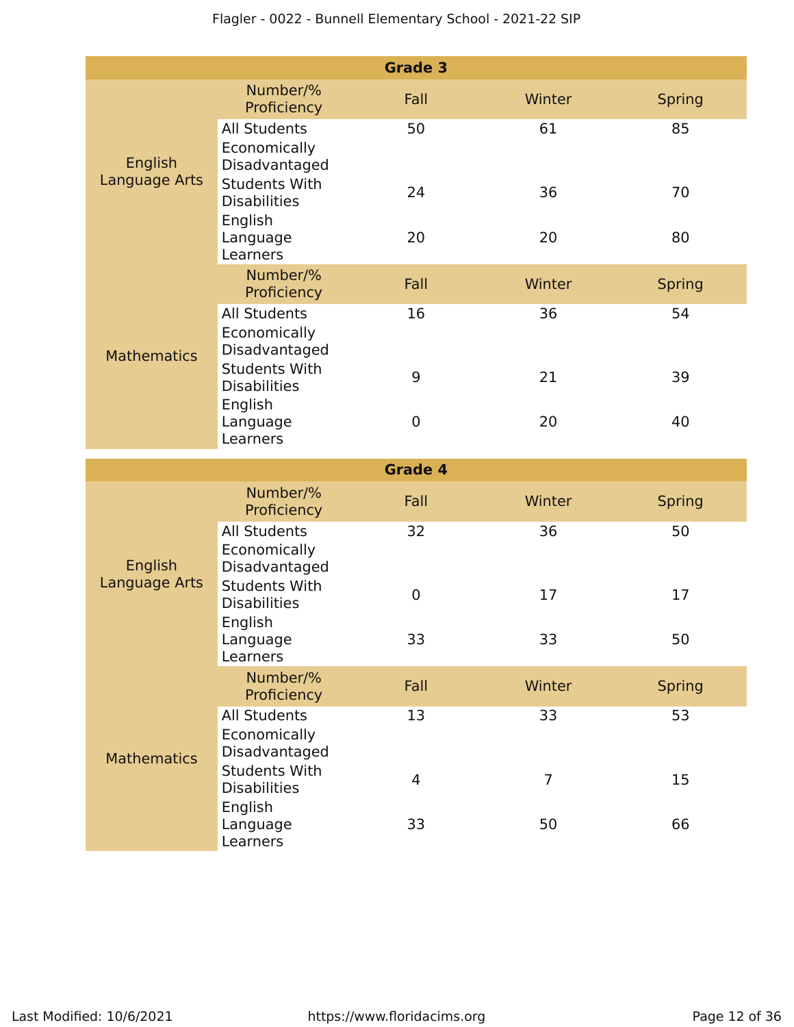| Grade 3 | | | | |
|---|---|---|---|---|
| | Number/% Proficiency | Fall | Winter | Spring |
| English Language Arts | All Students | 50 | 61 | 85 |
| | Economically Disadvantaged | | | |
| | Students With Disabilities | 24 | 36 | 70 |
| | English Language Learners | 20 | 20 | 80 |
| | Number/% Proficiency | Fall | Winter | Spring |
| Mathematics | All Students | 16 | 36 | 54 |
| | Economically Disadvantaged | | | |
| | Students With Disabilities | 9 | 21 | 39 |
| | English Language Learners | 0 | 20 | 40 |

| Grade 4 | | | | |
|---|---|---|---|---|
| | Number/% Proficiency | Fall | Winter | Spring |
| English Language Arts | All Students | 32 | 36 | 50 |
| | Economically Disadvantaged | | | |
| | Students With Disabilities | 0 | 17 | 17 |
| | English Language Learners | 33 | 33 | 50 |
| | Number/% Proficiency | Fall | Winter | Spring |
| Mathematics | All Students | 13 | 33 | 53 |
| | Economically Disadvantaged | | | |
| | Students With Disabilities | 4 | 7 | 15 |
| | English Language Learners | 33 | 50 | 66 |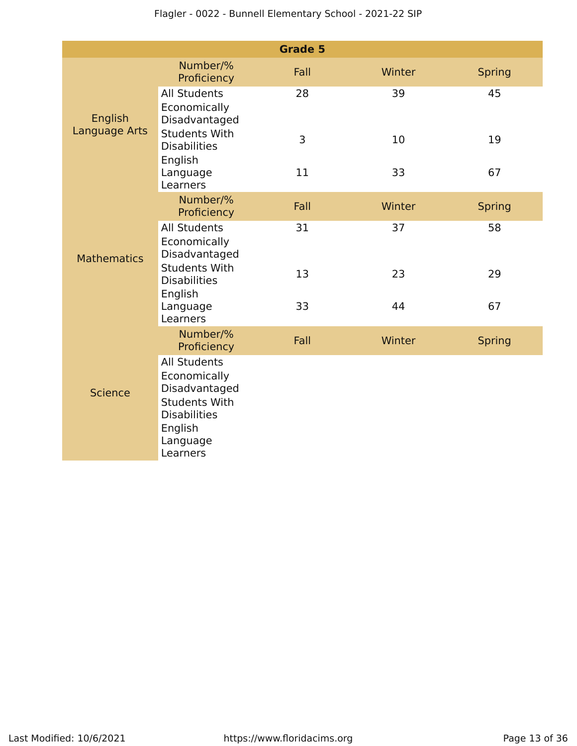| Grade 5 | | | | |
|---|---|---|---|---|
| | **Number/% Proficiency** | **Fall** | **Winter** | **Spring** |
| English Language Arts | All Students | 28 | 39 | 45 |
| | Economically Disadvantaged | | | |
| | Students With Disabilities | 3 | 10 | 19 |
| | English Language Learners | 11 | 33 | 67 |
| | **Number/% Proficiency** | **Fall** | **Winter** | **Spring** |
| Mathematics | All Students | 31 | 37 | 58 |
| | Economically Disadvantaged | | | |
| | Students With Disabilities | 13 | 23 | 29 |
| | English Language Learners | 33 | 44 | 67 |
| | **Number/% Proficiency** | **Fall** | **Winter** | **Spring** |
| Science | All Students | | | |
| | Economically Disadvantaged | | | |
| | Students With Disabilities | | | |
| | English Language Learners | | | |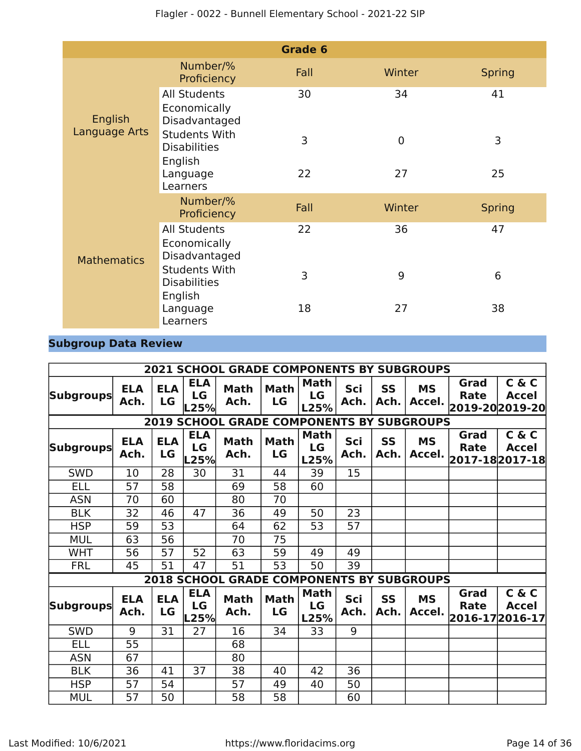| Grade 6 | | | | |
|---|---|---|---|---|
| | Number/% Proficiency | Fall | Winter | Spring |
| English Language Arts | All Students | 30 | 34 | 41 |
| | Economically Disadvantaged | | | |
| | Students With Disabilities | 3 | 0 | 3 |
| | English Language Learners | 22 | 27 | 25 |
| | Number/% Proficiency | Fall | Winter | Spring |
| Mathematics | All Students | 22 | 36 | 47 |
| | Economically Disadvantaged | | | |
| | Students With Disabilities | 3 | 9 | 6 |
| | English Language Learners | 18 | 27 | 38 |

## Subgroup Data Review

| 2021 SCHOOL GRADE COMPONENTS BY SUBGROUPS | | | | | | | | | | | |
|---|---|---|---|---|---|---|---|---|---|---|---|
| Subgroups | ELA Ach. | ELA LG | ELA LG L25% | Math Ach. | Math LG | Math LG L25% | Sci Ach. | SS Ach. | MS Accel. | Grad Rate 2019-20 | C & C Accel 2019-20 |
| **2019 SCHOOL GRADE COMPONENTS BY SUBGROUPS** | | | | | | | | | | | |
| Subgroups | ELA Ach. | ELA LG | ELA LG L25% | Math Ach. | Math LG | Math LG L25% | Sci Ach. | SS Ach. | MS Accel. | Grad Rate 2017-18 | C & C Accel 2017-18 |
| SWD | 10 | 28 | 30 | 31 | 44 | 39 | 15 | | | | |
| ELL | 57 | 58 | | 69 | 58 | 60 | | | | | |
| ASN | 70 | 60 | | 80 | 70 | | | | | | |
| BLK | 32 | 46 | 47 | 36 | 49 | 50 | 23 | | | | |
| HSP | 59 | 53 | | 64 | 62 | 53 | 57 | | | | |
| MUL | 63 | 56 | | 70 | 75 | | | | | | |
| WHT | 56 | 57 | 52 | 63 | 59 | 49 | 49 | | | | |
| FRL | 45 | 51 | 47 | 51 | 53 | 50 | 39 | | | | |
| **2018 SCHOOL GRADE COMPONENTS BY SUBGROUPS** | | | | | | | | | | | |
| Subgroups | ELA Ach. | ELA LG | ELA LG L25% | Math Ach. | Math LG | Math LG L25% | Sci Ach. | SS Ach. | MS Accel. | Grad Rate 2016-17 | C & C Accel 2016-17 |
| SWD | 9 | 31 | 27 | 16 | 34 | 33 | 9 | | | | |
| ELL | 55 | | | 68 | | | | | | | |
| ASN | 67 | | | 80 | | | | | | | |
| BLK | 36 | 41 | 37 | 38 | 40 | 42 | 36 | | | | |
| HSP | 57 | 54 | | 57 | 49 | 40 | 50 | | | | |
| MUL | 57 | 50 | | 58 | 58 | | 60 | | | | |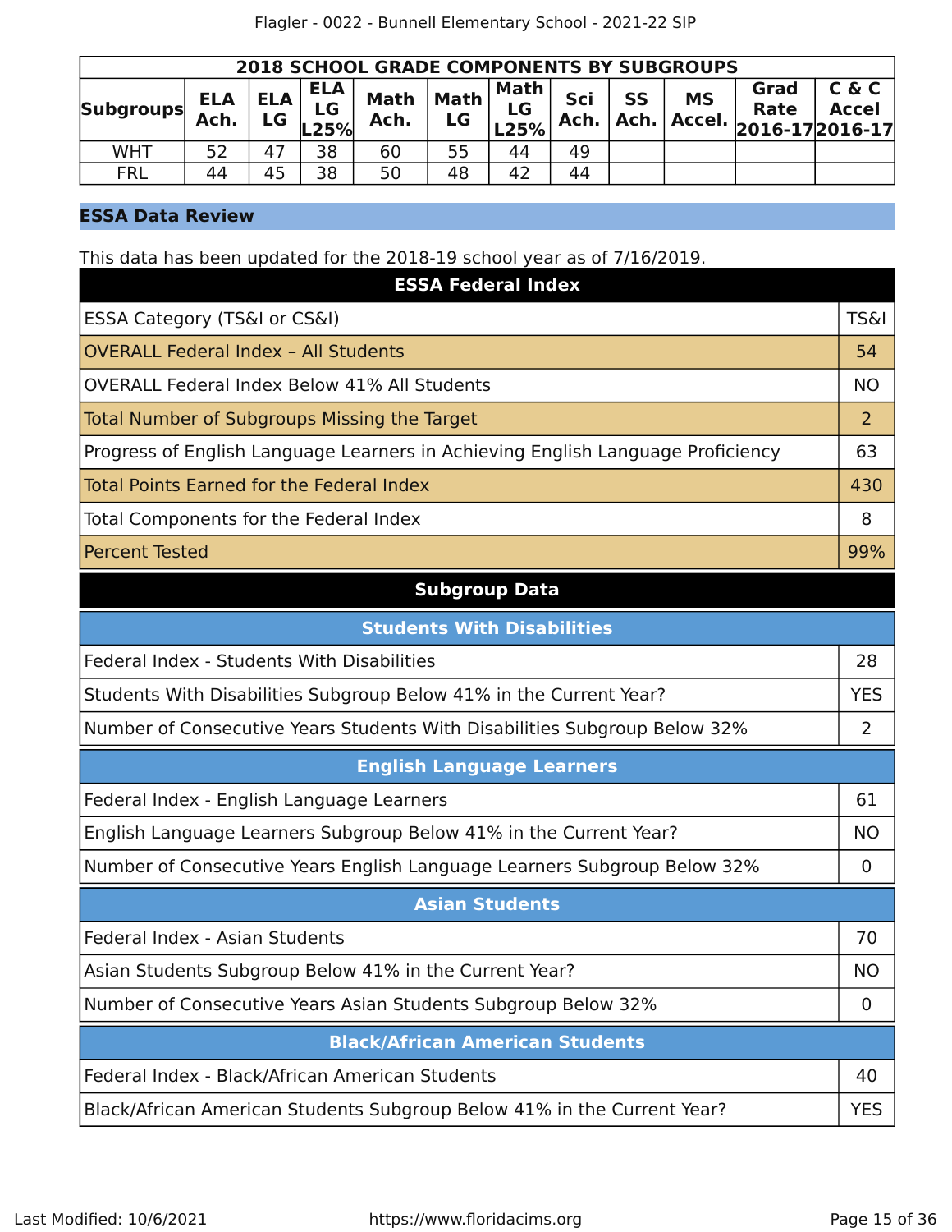| 2018 SCHOOL GRADE COMPONENTS BY SUBGROUPS | | | | | | | | | | | |
|---|---|---|---|---|---|---|---|---|---|---|---|
| Subgroups | ELA Ach. | ELA LG | ELA LG L25% | Math Ach. | Math LG | Math LG L25% | Sci Ach. | SS Ach. | MS Accel. | Grad Rate 2016-17 | C & C Accel 2016-17 |
| WHT | 52 | 47 | 38 | 60 | 55 | 44 | 49 | | | | |
| FRL | 44 | 45 | 38 | 50 | 48 | 42 | 44 | | | | |

## ESSA Data Review

This data has been updated for the 2018-19 school year as of 7/16/2019.

| ESSA Federal Index | |
|---|---|
| ESSA Category (TS&I or CS&I) | TS&I |
| OVERALL Federal Index – All Students | 54 |
| OVERALL Federal Index Below 41% All Students | NO |
| Total Number of Subgroups Missing the Target | 2 |
| Progress of English Language Learners in Achieving English Language Proficiency | 63 |
| Total Points Earned for the Federal Index | 430 |
| Total Components for the Federal Index | 8 |
| Percent Tested | 99% |

**Subgroup Data**

| Students With Disabilities | |
|---|---|
| Federal Index - Students With Disabilities | 28 |
| Students With Disabilities Subgroup Below 41% in the Current Year? | YES |
| Number of Consecutive Years Students With Disabilities Subgroup Below 32% | 2 |

| English Language Learners | |
|---|---|
| Federal Index - English Language Learners | 61 |
| English Language Learners Subgroup Below 41% in the Current Year? | NO |
| Number of Consecutive Years English Language Learners Subgroup Below 32% | 0 |

| Asian Students | |
|---|---|
| Federal Index - Asian Students | 70 |
| Asian Students Subgroup Below 41% in the Current Year? | NO |
| Number of Consecutive Years Asian Students Subgroup Below 32% | 0 |

| Black/African American Students | |
|---|---|
| Federal Index - Black/African American Students | 40 |
| Black/African American Students Subgroup Below 41% in the Current Year? | YES |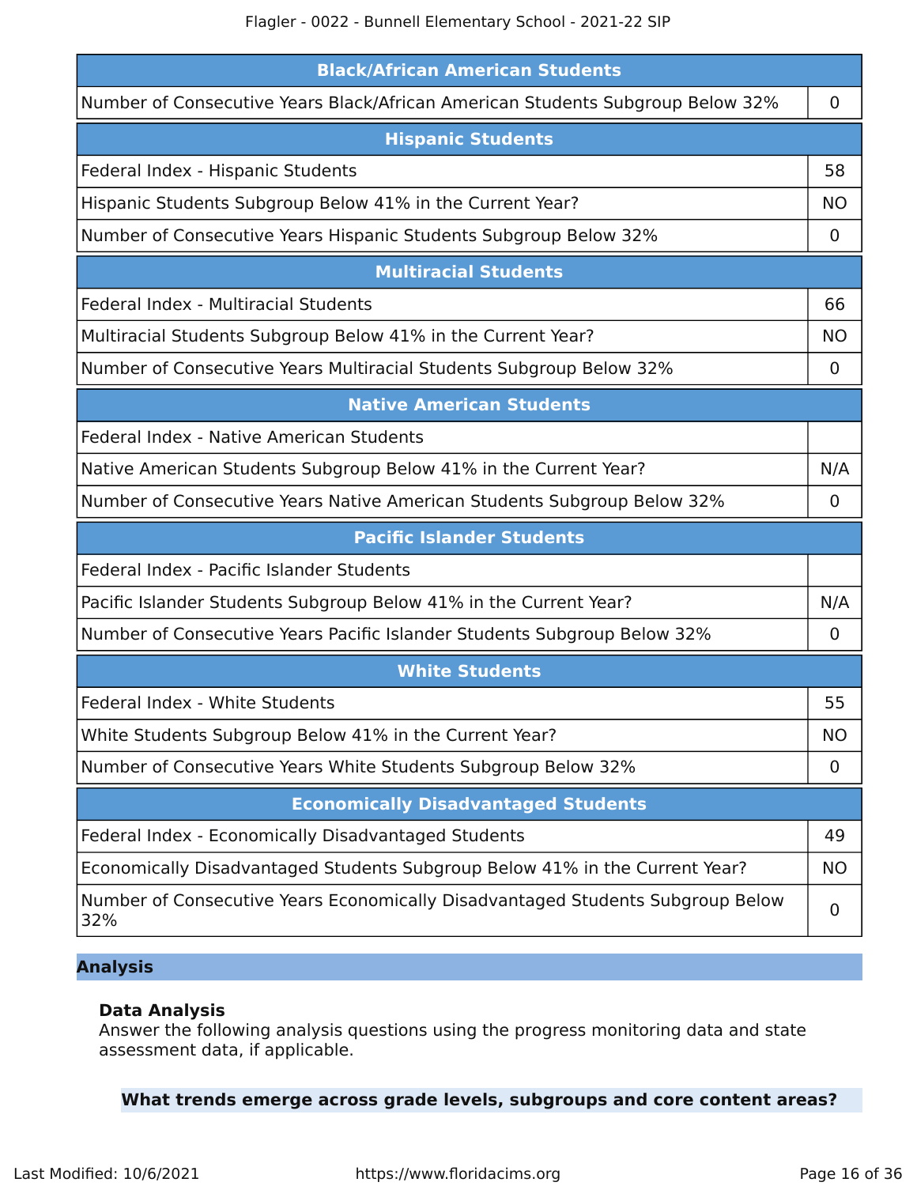| Black/African American Students | |
|---|---|
| Number of Consecutive Years Black/African American Students Subgroup Below 32% | 0 |

| Hispanic Students | |
|---|---|
| Federal Index - Hispanic Students | 58 |
| Hispanic Students Subgroup Below 41% in the Current Year? | NO |
| Number of Consecutive Years Hispanic Students Subgroup Below 32% | 0 |

| Multiracial Students | |
|---|---|
| Federal Index - Multiracial Students | 66 |
| Multiracial Students Subgroup Below 41% in the Current Year? | NO |
| Number of Consecutive Years Multiracial Students Subgroup Below 32% | 0 |

| Native American Students | |
|---|---|
| Federal Index - Native American Students | |
| Native American Students Subgroup Below 41% in the Current Year? | N/A |
| Number of Consecutive Years Native American Students Subgroup Below 32% | 0 |

| Pacific Islander Students | |
|---|---|
| Federal Index - Pacific Islander Students | |
| Pacific Islander Students Subgroup Below 41% in the Current Year? | N/A |
| Number of Consecutive Years Pacific Islander Students Subgroup Below 32% | 0 |

| White Students | |
|---|---|
| Federal Index - White Students | 55 |
| White Students Subgroup Below 41% in the Current Year? | NO |
| Number of Consecutive Years White Students Subgroup Below 32% | 0 |

| Economically Disadvantaged Students | |
|---|---|
| Federal Index - Economically Disadvantaged Students | 49 |
| Economically Disadvantaged Students Subgroup Below 41% in the Current Year? | NO |
| Number of Consecutive Years Economically Disadvantaged Students Subgroup Below 32% | 0 |

## Analysis

### Data Analysis

Answer the following analysis questions using the progress monitoring data and state assessment data, if applicable.

**What trends emerge across grade levels, subgroups and core content areas?**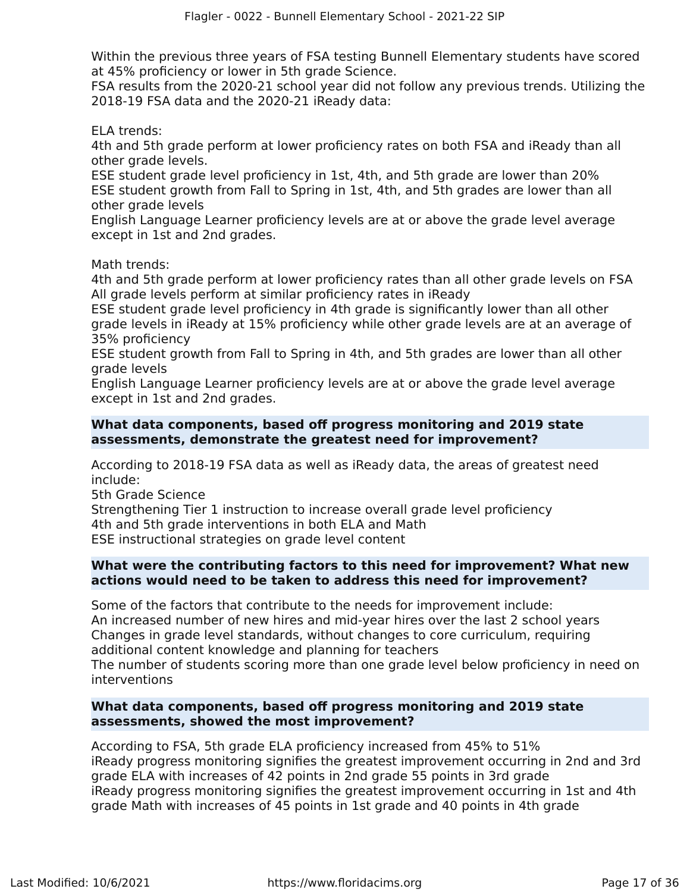Within the previous three years of FSA testing Bunnell Elementary students have scored at 45% proficiency or lower in 5th grade Science.
FSA results from the 2020-21 school year did not follow any previous trends. Utilizing the 2018-19 FSA data and the 2020-21 iReady data:

ELA trends:
4th and 5th grade perform at lower proficiency rates on both FSA and iReady than all other grade levels.
ESE student grade level proficiency in 1st, 4th, and 5th grade are lower than 20%
ESE student growth from Fall to Spring in 1st, 4th, and 5th grades are lower than all other grade levels
English Language Learner proficiency levels are at or above the grade level average except in 1st and 2nd grades.

Math trends:
4th and 5th grade perform at lower proficiency rates than all other grade levels on FSA
All grade levels perform at similar proficiency rates in iReady
ESE student grade level proficiency in 4th grade is significantly lower than all other grade levels in iReady at 15% proficiency while other grade levels are at an average of 35% proficiency
ESE student growth from Fall to Spring in 4th, and 5th grades are lower than all other grade levels
English Language Learner proficiency levels are at or above the grade level average except in 1st and 2nd grades.

**What data components, based off progress monitoring and 2019 state assessments, demonstrate the greatest need for improvement?**

According to 2018-19 FSA data as well as iReady data, the areas of greatest need include:
5th Grade Science
Strengthening Tier 1 instruction to increase overall grade level proficiency
4th and 5th grade interventions in both ELA and Math
ESE instructional strategies on grade level content

**What were the contributing factors to this need for improvement? What new actions would need to be taken to address this need for improvement?**

Some of the factors that contribute to the needs for improvement include:
An increased number of new hires and mid-year hires over the last 2 school years
Changes in grade level standards, without changes to core curriculum, requiring additional content knowledge and planning for teachers
The number of students scoring more than one grade level below proficiency in need on interventions

**What data components, based off progress monitoring and 2019 state assessments, showed the most improvement?**

According to FSA, 5th grade ELA proficiency increased from 45% to 51%
iReady progress monitoring signifies the greatest improvement occurring in 2nd and 3rd grade ELA with increases of 42 points in 2nd grade 55 points in 3rd grade
iReady progress monitoring signifies the greatest improvement occurring in 1st and 4th grade Math with increases of 45 points in 1st grade and 40 points in 4th grade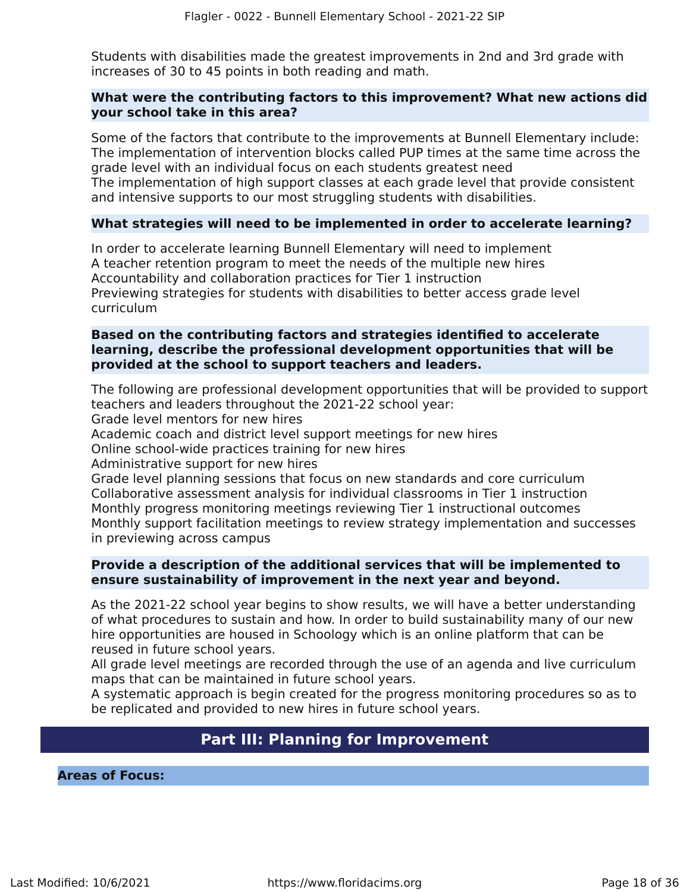Students with disabilities made the greatest improvements in 2nd and 3rd grade with increases of 30 to 45 points in both reading and math.

**What were the contributing factors to this improvement? What new actions did your school take in this area?**

Some of the factors that contribute to the improvements at Bunnell Elementary include:
The implementation of intervention blocks called PUP times at the same time across the grade level with an individual focus on each students greatest need
The implementation of high support classes at each grade level that provide consistent and intensive supports to our most struggling students with disabilities.

**What strategies will need to be implemented in order to accelerate learning?**

In order to accelerate learning Bunnell Elementary will need to implement
A teacher retention program to meet the needs of the multiple new hires
Accountability and collaboration practices for Tier 1 instruction
Previewing strategies for students with disabilities to better access grade level curriculum

**Based on the contributing factors and strategies identified to accelerate learning, describe the professional development opportunities that will be provided at the school to support teachers and leaders.**

The following are professional development opportunities that will be provided to support teachers and leaders throughout the 2021-22 school year:
Grade level mentors for new hires
Academic coach and district level support meetings for new hires
Online school-wide practices training for new hires
Administrative support for new hires
Grade level planning sessions that focus on new standards and core curriculum
Collaborative assessment analysis for individual classrooms in Tier 1 instruction
Monthly progress monitoring meetings reviewing Tier 1 instructional outcomes
Monthly support facilitation meetings to review strategy implementation and successes in previewing across campus

**Provide a description of the additional services that will be implemented to ensure sustainability of improvement in the next year and beyond.**

As the 2021-22 school year begins to show results, we will have a better understanding of what procedures to sustain and how. In order to build sustainability many of our new hire opportunities are housed in Schoology which is an online platform that can be reused in future school years.
All grade level meetings are recorded through the use of an agenda and live curriculum maps that can be maintained in future school years.
A systematic approach is begin created for the progress monitoring procedures so as to be replicated and provided to new hires in future school years.

## Part III: Planning for Improvement

**Areas of Focus:**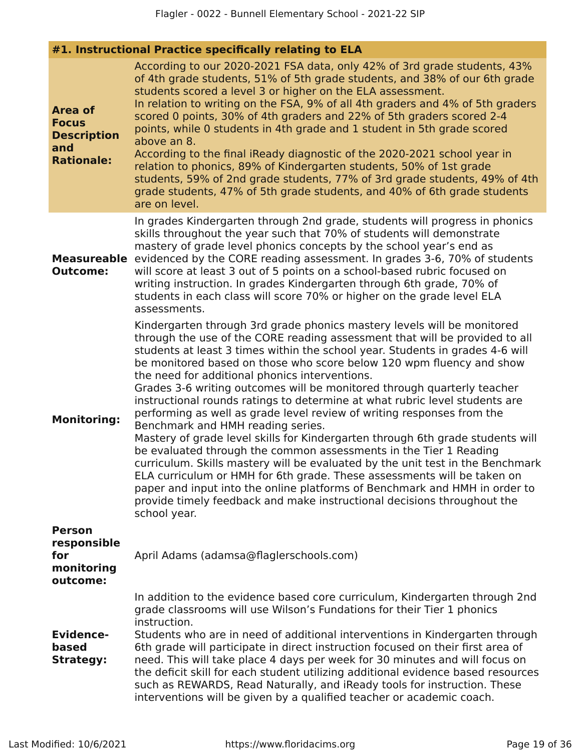### #1. Instructional Practice specifically relating to ELA

**Area of Focus Description and Rationale:**

According to our 2020-2021 FSA data, only 42% of 3rd grade students, 43% of 4th grade students, 51% of 5th grade students, and 38% of our 6th grade students scored a level 3 or higher on the ELA assessment.
In relation to writing on the FSA, 9% of all 4th graders and 4% of 5th graders scored 0 points, 30% of 4th graders and 22% of 5th graders scored 2-4 points, while 0 students in 4th grade and 1 student in 5th grade scored above an 8.
According to the final iReady diagnostic of the 2020-2021 school year in relation to phonics, 89% of Kindergarten students, 50% of 1st grade students, 59% of 2nd grade students, 77% of 3rd grade students, 49% of 4th grade students, 47% of 5th grade students, and 40% of 6th grade students are on level.

**Measureable Outcome:**

In grades Kindergarten through 2nd grade, students will progress in phonics skills throughout the year such that 70% of students will demonstrate mastery of grade level phonics concepts by the school year's end as evidenced by the CORE reading assessment. In grades 3-6, 70% of students will score at least 3 out of 5 points on a school-based rubric focused on writing instruction. In grades Kindergarten through 6th grade, 70% of students in each class will score 70% or higher on the grade level ELA assessments.

**Monitoring:**

Kindergarten through 3rd grade phonics mastery levels will be monitored through the use of the CORE reading assessment that will be provided to all students at least 3 times within the school year. Students in grades 4-6 will be monitored based on those who score below 120 wpm fluency and show the need for additional phonics interventions.
Grades 3-6 writing outcomes will be monitored through quarterly teacher instructional rounds ratings to determine at what rubric level students are performing as well as grade level review of writing responses from the Benchmark and HMH reading series.
Mastery of grade level skills for Kindergarten through 6th grade students will be evaluated through the common assessments in the Tier 1 Reading curriculum. Skills mastery will be evaluated by the unit test in the Benchmark ELA curriculum or HMH for 6th grade. These assessments will be taken on paper and input into the online platforms of Benchmark and HMH in order to provide timely feedback and make instructional decisions throughout the school year.

**Person responsible for monitoring outcome:**

April Adams (adamsa@flaglerschools.com)

**Evidence-based Strategy:**

In addition to the evidence based core curriculum, Kindergarten through 2nd grade classrooms will use Wilson's Fundations for their Tier 1 phonics instruction.
Students who are in need of additional interventions in Kindergarten through 6th grade will participate in direct instruction focused on their first area of need. This will take place 4 days per week for 30 minutes and will focus on the deficit skill for each student utilizing additional evidence based resources such as REWARDS, Read Naturally, and iReady tools for instruction. These interventions will be given by a qualified teacher or academic coach.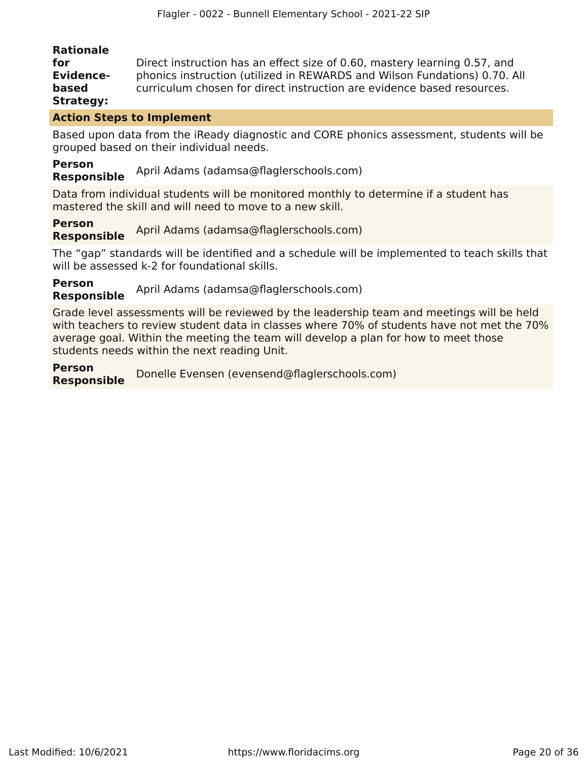**Rationale for Evidence-based Strategy:** Direct instruction has an effect size of 0.60, mastery learning 0.57, and phonics instruction (utilized in REWARDS and Wilson Fundations) 0.70. All curriculum chosen for direct instruction are evidence based resources.

**Action Steps to Implement**

Based upon data from the iReady diagnostic and CORE phonics assessment, students will be grouped based on their individual needs.

**Person Responsible** April Adams (adamsa@flaglerschools.com)

Data from individual students will be monitored monthly to determine if a student has mastered the skill and will need to move to a new skill.

**Person Responsible** April Adams (adamsa@flaglerschools.com)

The “gap” standards will be identified and a schedule will be implemented to teach skills that will be assessed k-2 for foundational skills.

**Person Responsible** April Adams (adamsa@flaglerschools.com)

Grade level assessments will be reviewed by the leadership team and meetings will be held with teachers to review student data in classes where 70% of students have not met the 70% average goal. Within the meeting the team will develop a plan for how to meet those students needs within the next reading Unit.

**Person Responsible** Donelle Evensen (evensend@flaglerschools.com)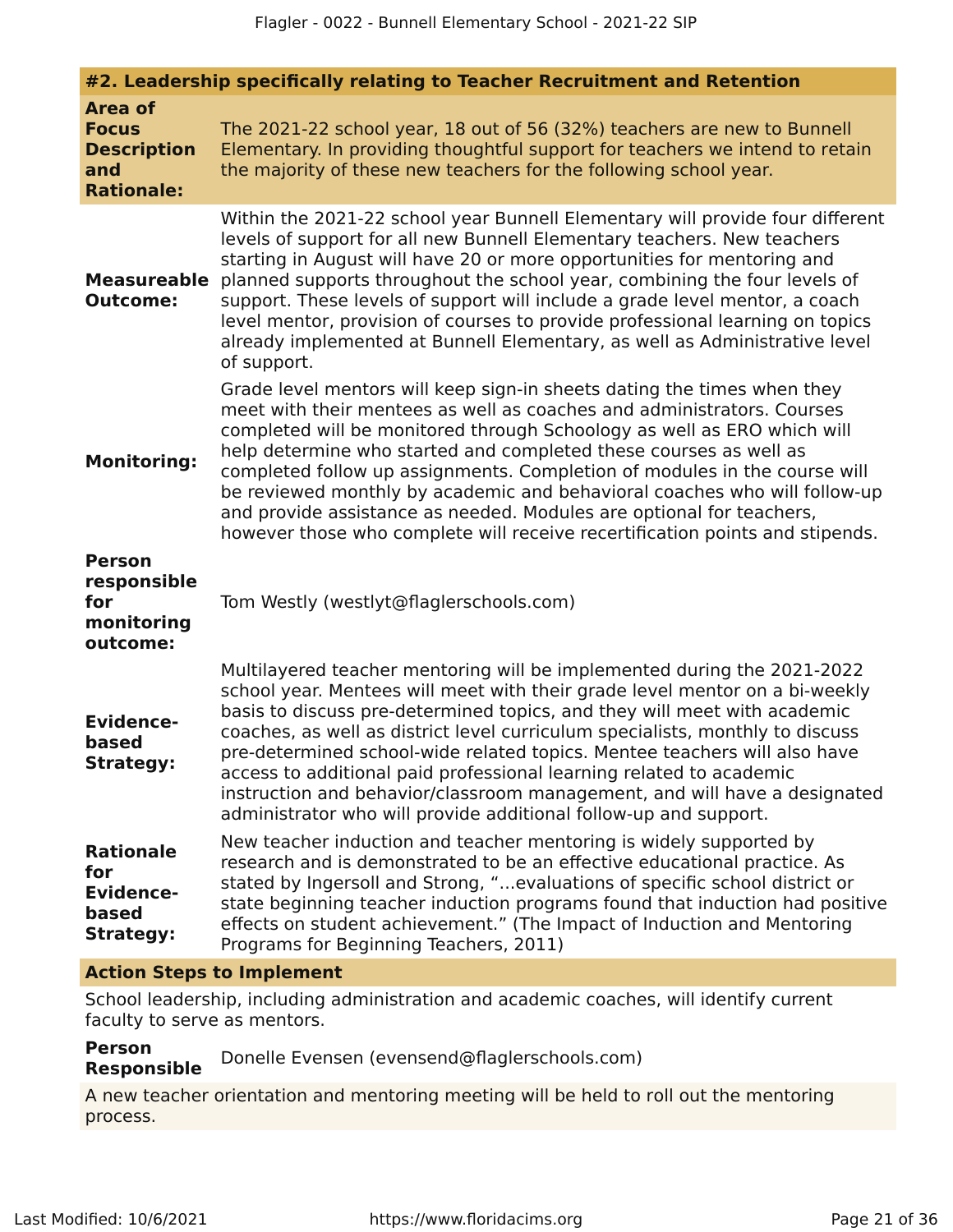#### #2. Leadership specifically relating to Teacher Recruitment and Retention

**Area of Focus Description and Rationale:**

The 2021-22 school year, 18 out of 56 (32%) teachers are new to Bunnell Elementary. In providing thoughtful support for teachers we intend to retain the majority of these new teachers for the following school year.

**Measureable Outcome:**

Within the 2021-22 school year Bunnell Elementary will provide four different levels of support for all new Bunnell Elementary teachers. New teachers starting in August will have 20 or more opportunities for mentoring and planned supports throughout the school year, combining the four levels of support. These levels of support will include a grade level mentor, a coach level mentor, provision of courses to provide professional learning on topics already implemented at Bunnell Elementary, as well as Administrative level of support.

**Monitoring:**

Grade level mentors will keep sign-in sheets dating the times when they meet with their mentees as well as coaches and administrators. Courses completed will be monitored through Schoology as well as ERO which will help determine who started and completed these courses as well as completed follow up assignments. Completion of modules in the course will be reviewed monthly by academic and behavioral coaches who will follow-up and provide assistance as needed. Modules are optional for teachers, however those who complete will receive recertification points and stipends.

**Person responsible for monitoring outcome:**

Tom Westly (westlyt@flaglerschools.com)

**Evidence-based Strategy:**

Multilayered teacher mentoring will be implemented during the 2021-2022 school year. Mentees will meet with their grade level mentor on a bi-weekly basis to discuss pre-determined topics, and they will meet with academic coaches, as well as district level curriculum specialists, monthly to discuss pre-determined school-wide related topics. Mentee teachers will also have access to additional paid professional learning related to academic instruction and behavior/classroom management, and will have a designated administrator who will provide additional follow-up and support.

**Rationale for Evidence-based Strategy:**

New teacher induction and teacher mentoring is widely supported by research and is demonstrated to be an effective educational practice. As stated by Ingersoll and Strong, "...evaluations of specific school district or state beginning teacher induction programs found that induction had positive effects on student achievement." (The Impact of Induction and Mentoring Programs for Beginning Teachers, 2011)

**Action Steps to Implement**

School leadership, including administration and academic coaches, will identify current faculty to serve as mentors.

**Person Responsible** Donelle Evensen (evensend@flaglerschools.com)

A new teacher orientation and mentoring meeting will be held to roll out the mentoring process.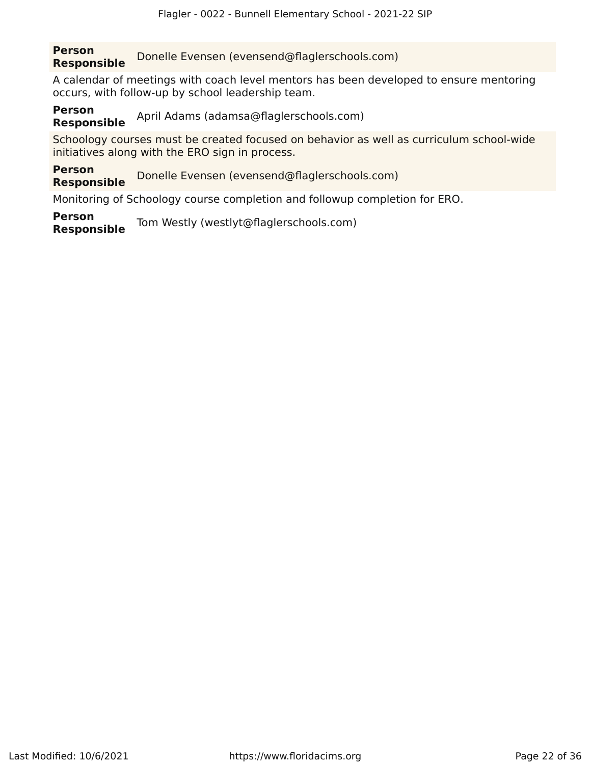**Person Responsible** Donelle Evensen (evensend@flaglerschools.com)

A calendar of meetings with coach level mentors has been developed to ensure mentoring occurs, with follow-up by school leadership team.

**Person Responsible** April Adams (adamsa@flaglerschools.com)

Schoology courses must be created focused on behavior as well as curriculum school-wide initiatives along with the ERO sign in process.

**Person Responsible** Donelle Evensen (evensend@flaglerschools.com)

Monitoring of Schoology course completion and followup completion for ERO.

**Person Responsible** Tom Westly (westlyt@flaglerschools.com)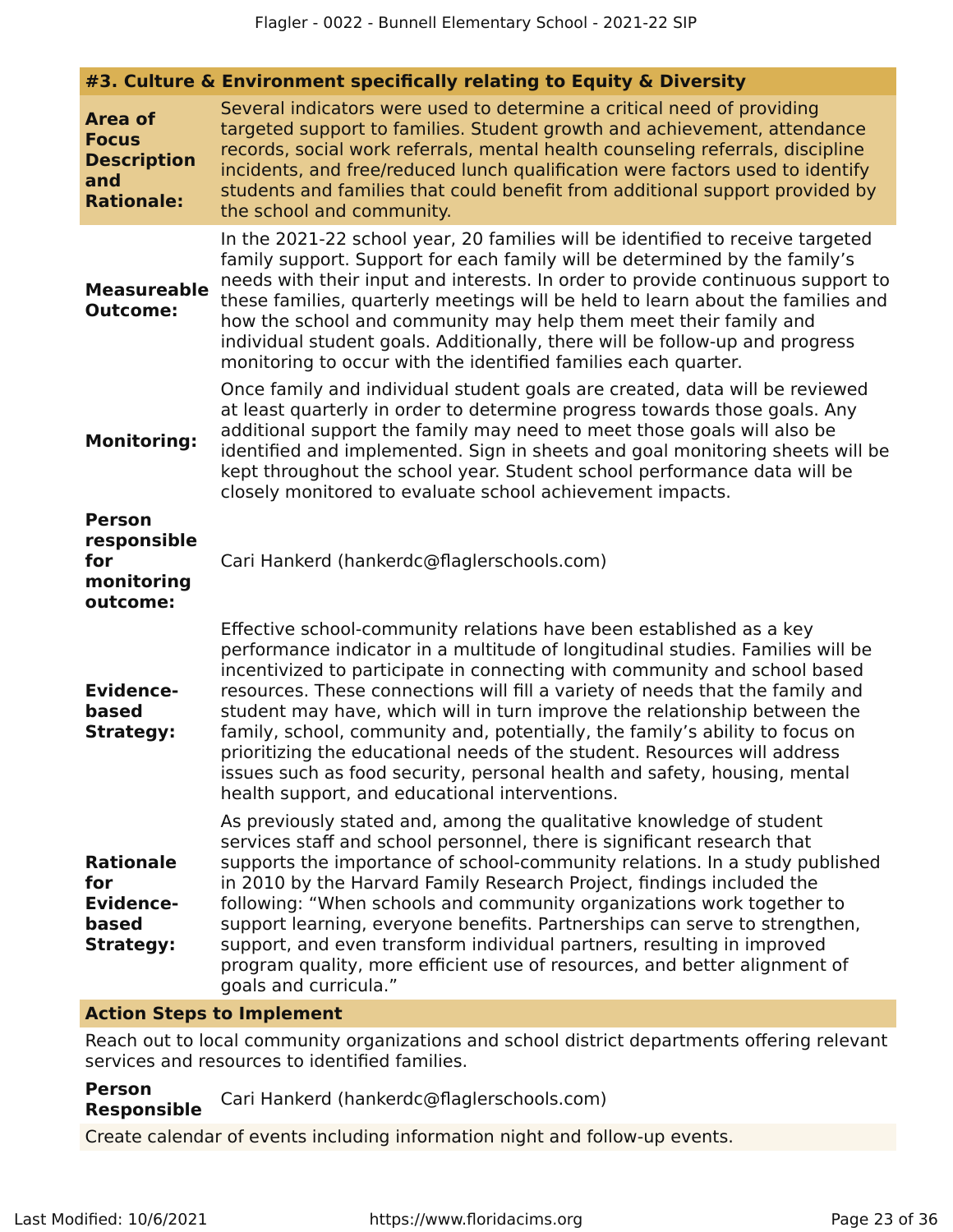### #3. Culture & Environment specifically relating to Equity & Diversity

**Area of Focus Description and Rationale:**
Several indicators were used to determine a critical need of providing targeted support to families. Student growth and achievement, attendance records, social work referrals, mental health counseling referrals, discipline incidents, and free/reduced lunch qualification were factors used to identify students and families that could benefit from additional support provided by the school and community.

**Measureable Outcome:**
In the 2021-22 school year, 20 families will be identified to receive targeted family support. Support for each family will be determined by the family's needs with their input and interests. In order to provide continuous support to these families, quarterly meetings will be held to learn about the families and how the school and community may help them meet their family and individual student goals. Additionally, there will be follow-up and progress monitoring to occur with the identified families each quarter.

**Monitoring:**
Once family and individual student goals are created, data will be reviewed at least quarterly in order to determine progress towards those goals. Any additional support the family may need to meet those goals will also be identified and implemented. Sign in sheets and goal monitoring sheets will be kept throughout the school year. Student school performance data will be closely monitored to evaluate school achievement impacts.

**Person responsible for monitoring outcome:**
Cari Hankerd (hankerdc@flaglerschools.com)

**Evidence-based Strategy:**
Effective school-community relations have been established as a key performance indicator in a multitude of longitudinal studies. Families will be incentivized to participate in connecting with community and school based resources. These connections will fill a variety of needs that the family and student may have, which will in turn improve the relationship between the family, school, community and, potentially, the family's ability to focus on prioritizing the educational needs of the student. Resources will address issues such as food security, personal health and safety, housing, mental health support, and educational interventions.

**Rationale for Evidence-based Strategy:**
As previously stated and, among the qualitative knowledge of student services staff and school personnel, there is significant research that supports the importance of school-community relations. In a study published in 2010 by the Harvard Family Research Project, findings included the following: "When schools and community organizations work together to support learning, everyone benefits. Partnerships can serve to strengthen, support, and even transform individual partners, resulting in improved program quality, more efficient use of resources, and better alignment of goals and curricula."

**Action Steps to Implement**

Reach out to local community organizations and school district departments offering relevant services and resources to identified families.

**Person Responsible** Cari Hankerd (hankerdc@flaglerschools.com)

Create calendar of events including information night and follow-up events.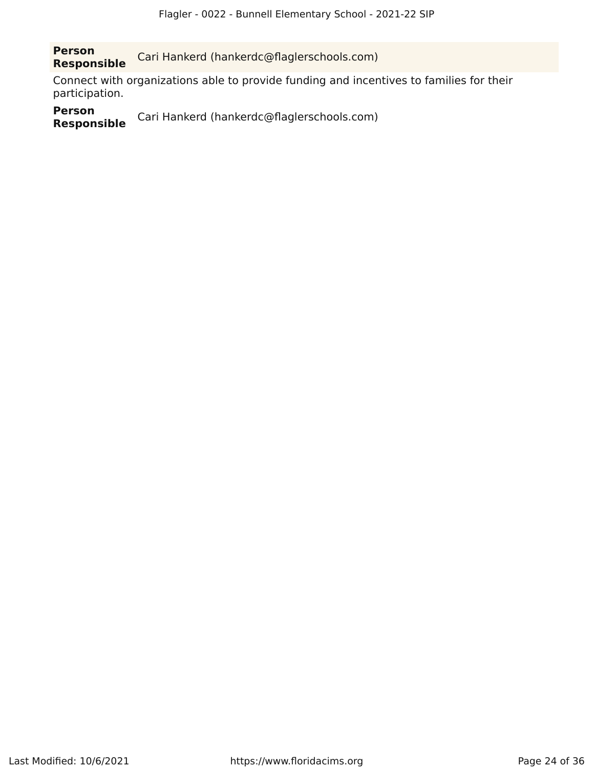| **Person Responsible** | Cari Hankerd (hankerdc@flaglerschools.com) |
| --- | --- |

Connect with organizations able to provide funding and incentives to families for their participation.

**Person Responsible** Cari Hankerd (hankerdc@flaglerschools.com)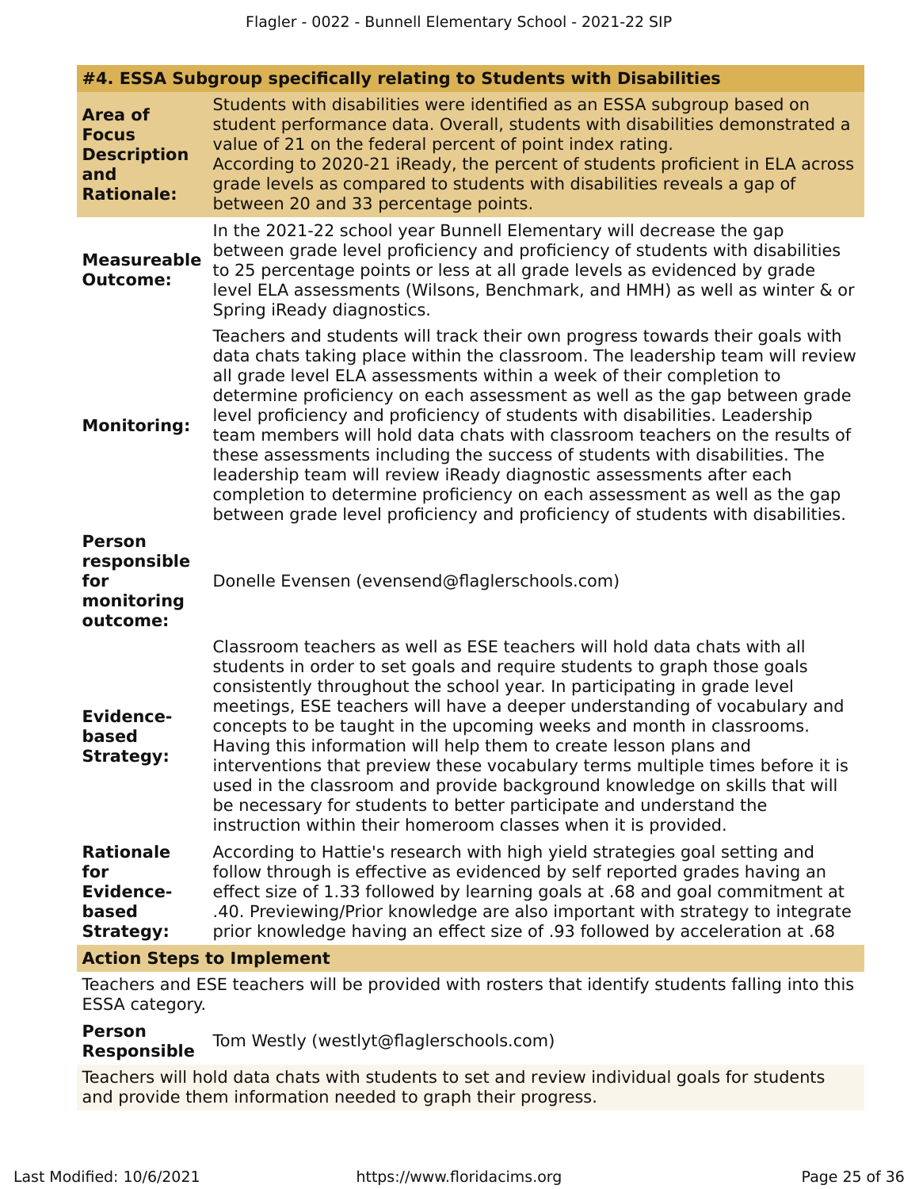### #4. ESSA Subgroup specifically relating to Students with Disabilities

**Area of Focus Description and Rationale:**

Students with disabilities were identified as an ESSA subgroup based on student performance data. Overall, students with disabilities demonstrated a value of 21 on the federal percent of point index rating.
According to 2020-21 iReady, the percent of students proficient in ELA across grade levels as compared to students with disabilities reveals a gap of between 20 and 33 percentage points.

**Measureable Outcome:**

In the 2021-22 school year Bunnell Elementary will decrease the gap between grade level proficiency and proficiency of students with disabilities to 25 percentage points or less at all grade levels as evidenced by grade level ELA assessments (Wilsons, Benchmark, and HMH) as well as winter & or Spring iReady diagnostics.

**Monitoring:**

Teachers and students will track their own progress towards their goals with data chats taking place within the classroom. The leadership team will review all grade level ELA assessments within a week of their completion to determine proficiency on each assessment as well as the gap between grade level proficiency and proficiency of students with disabilities. Leadership team members will hold data chats with classroom teachers on the results of these assessments including the success of students with disabilities. The leadership team will review iReady diagnostic assessments after each completion to determine proficiency on each assessment as well as the gap between grade level proficiency and proficiency of students with disabilities.

**Person responsible for monitoring outcome:**

Donelle Evensen (evensend@flaglerschools.com)

**Evidence-based Strategy:**

Classroom teachers as well as ESE teachers will hold data chats with all students in order to set goals and require students to graph those goals consistently throughout the school year. In participating in grade level meetings, ESE teachers will have a deeper understanding of vocabulary and concepts to be taught in the upcoming weeks and month in classrooms. Having this information will help them to create lesson plans and interventions that preview these vocabulary terms multiple times before it is used in the classroom and provide background knowledge on skills that will be necessary for students to better participate and understand the instruction within their homeroom classes when it is provided.

**Rationale for Evidence-based Strategy:**

According to Hattie's research with high yield strategies goal setting and follow through is effective as evidenced by self reported grades having an effect size of 1.33 followed by learning goals at .68 and goal commitment at .40. Previewing/Prior knowledge are also important with strategy to integrate prior knowledge having an effect size of .93 followed by acceleration at .68

**Action Steps to Implement**

Teachers and ESE teachers will be provided with rosters that identify students falling into this ESSA category.

**Person Responsible** Tom Westly (westlyt@flaglerschools.com)

Teachers will hold data chats with students to set and review individual goals for students and provide them information needed to graph their progress.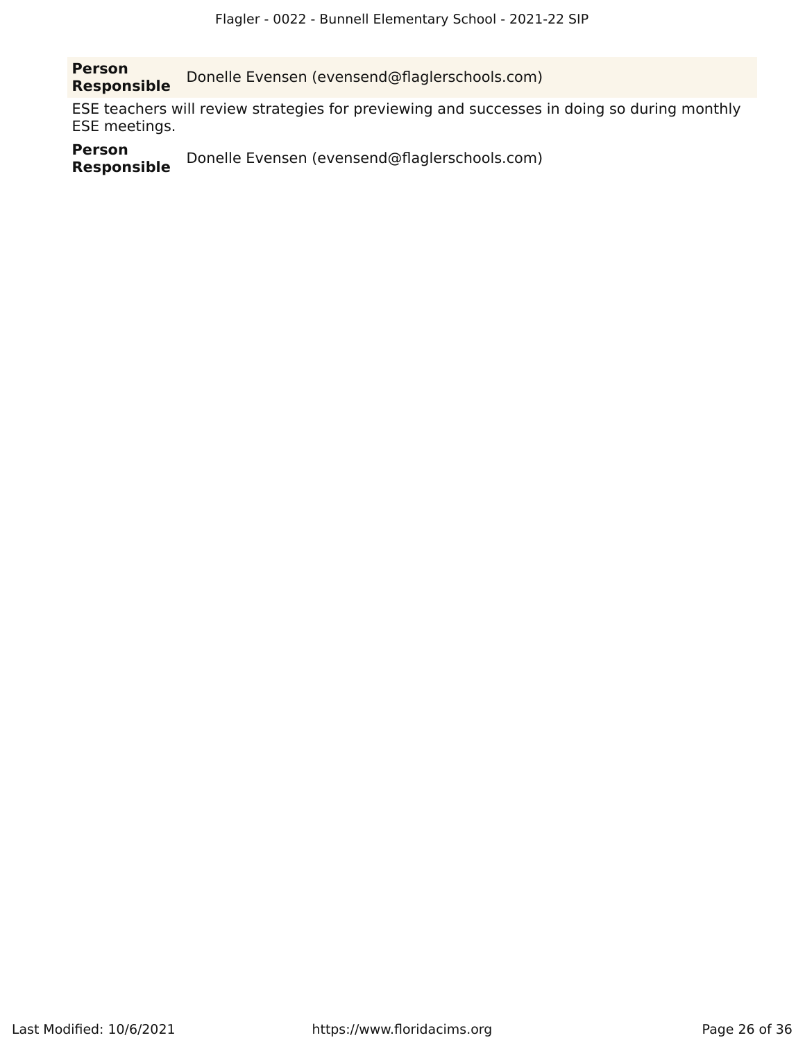**Person Responsible** Donelle Evensen (evensend@flaglerschools.com)

ESE teachers will review strategies for previewing and successes in doing so during monthly ESE meetings.

**Person Responsible** Donelle Evensen (evensend@flaglerschools.com)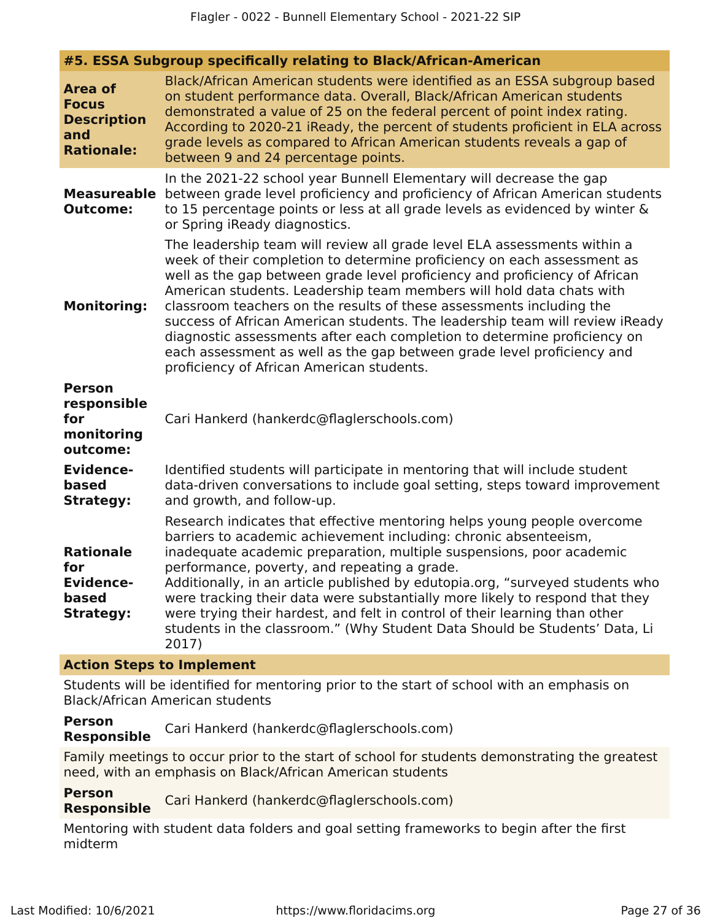## #5. ESSA Subgroup specifically relating to Black/African-American

**Area of Focus Description and Rationale:** Black/African American students were identified as an ESSA subgroup based on student performance data. Overall, Black/African American students demonstrated a value of 25 on the federal percent of point index rating. According to 2020-21 iReady, the percent of students proficient in ELA across grade levels as compared to African American students reveals a gap of between 9 and 24 percentage points.

**Measureable Outcome:** In the 2021-22 school year Bunnell Elementary will decrease the gap between grade level proficiency and proficiency of African American students to 15 percentage points or less at all grade levels as evidenced by winter & or Spring iReady diagnostics.

**Monitoring:** The leadership team will review all grade level ELA assessments within a week of their completion to determine proficiency on each assessment as well as the gap between grade level proficiency and proficiency of African American students. Leadership team members will hold data chats with classroom teachers on the results of these assessments including the success of African American students. The leadership team will review iReady diagnostic assessments after each completion to determine proficiency on each assessment as well as the gap between grade level proficiency and proficiency of African American students.

**Person responsible for monitoring outcome:** Cari Hankerd (hankerdc@flaglerschools.com)

**Evidence-based Strategy:** Identified students will participate in mentoring that will include student data-driven conversations to include goal setting, steps toward improvement and growth, and follow-up.

**Rationale for Evidence-based Strategy:** Research indicates that effective mentoring helps young people overcome barriers to academic achievement including: chronic absenteeism, inadequate academic preparation, multiple suspensions, poor academic performance, poverty, and repeating a grade.
Additionally, in an article published by edutopia.org, "surveyed students who were tracking their data were substantially more likely to respond that they were trying their hardest, and felt in control of their learning than other students in the classroom." (Why Student Data Should be Students' Data, Li 2017)

### Action Steps to Implement

Students will be identified for mentoring prior to the start of school with an emphasis on Black/African American students

**Person Responsible** Cari Hankerd (hankerdc@flaglerschools.com)

Family meetings to occur prior to the start of school for students demonstrating the greatest need, with an emphasis on Black/African American students

**Person Responsible** Cari Hankerd (hankerdc@flaglerschools.com)

Mentoring with student data folders and goal setting frameworks to begin after the first midterm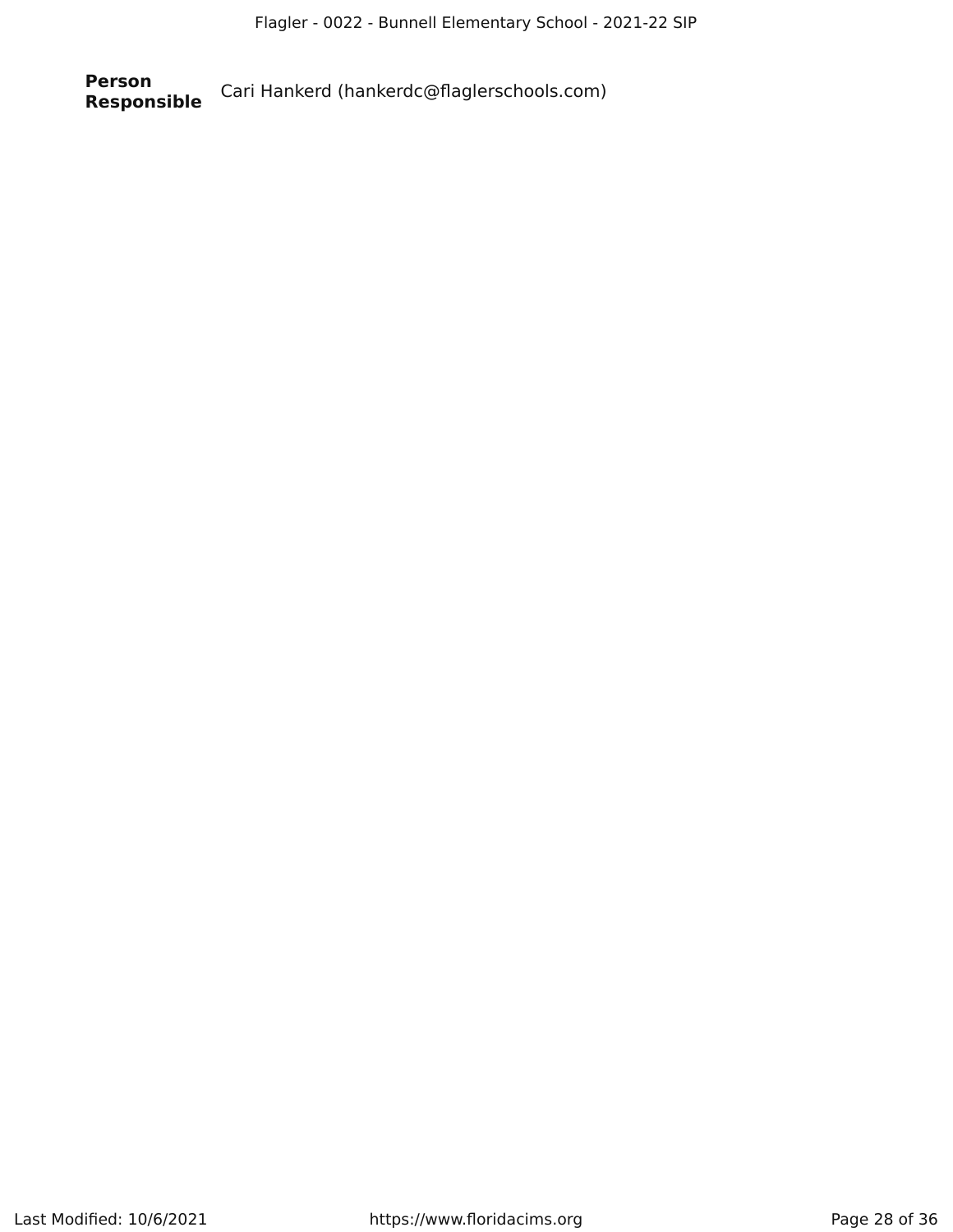**Person Responsible** Cari Hankerd (hankerdc@flaglerschools.com)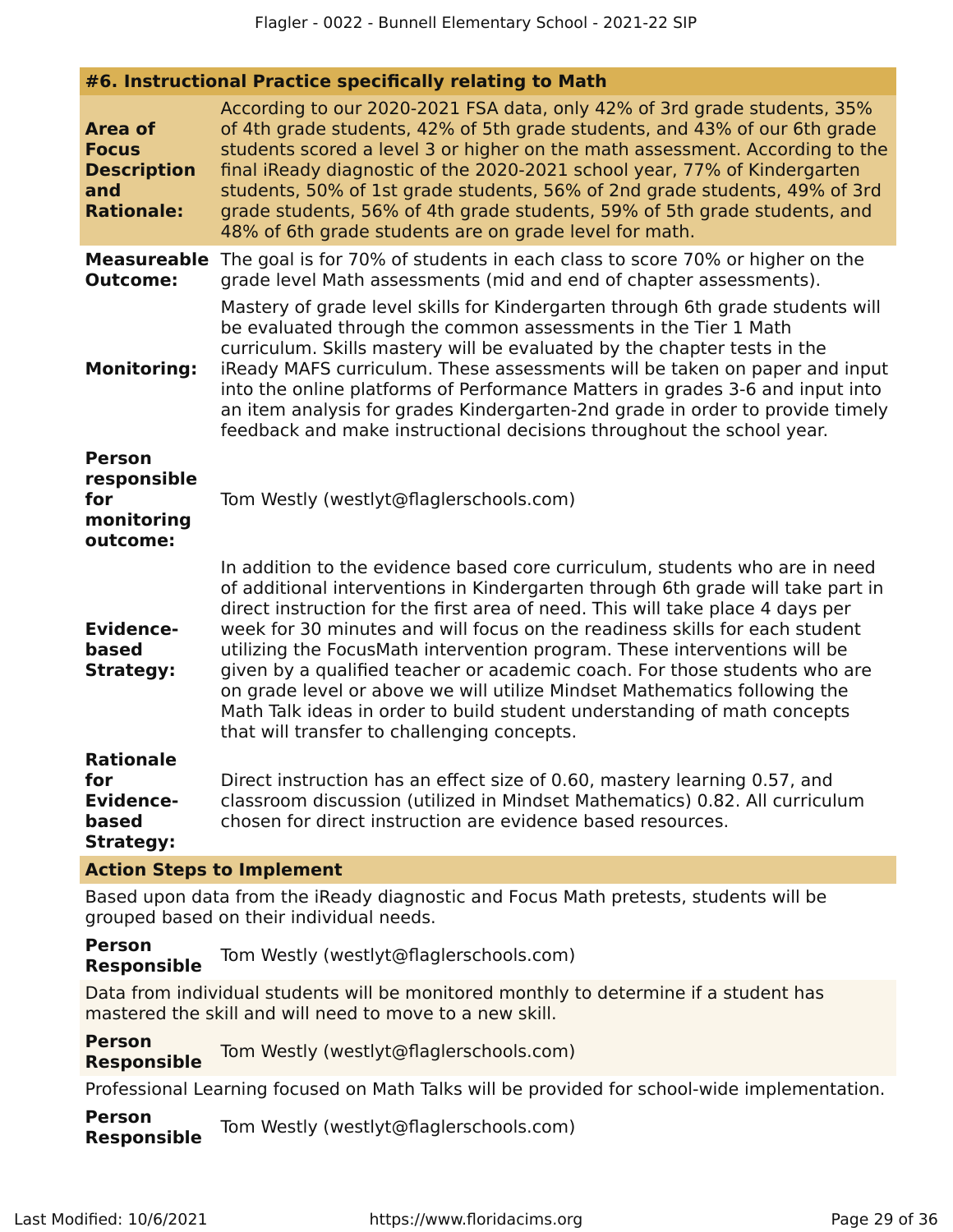## #6. Instructional Practice specifically relating to Math

**Area of Focus Description and Rationale:** According to our 2020-2021 FSA data, only 42% of 3rd grade students, 35% of 4th grade students, 42% of 5th grade students, and 43% of our 6th grade students scored a level 3 or higher on the math assessment. According to the final iReady diagnostic of the 2020-2021 school year, 77% of Kindergarten students, 50% of 1st grade students, 56% of 2nd grade students, 49% of 3rd grade students, 56% of 4th grade students, 59% of 5th grade students, and 48% of 6th grade students are on grade level for math.

**Measureable Outcome:** The goal is for 70% of students in each class to score 70% or higher on the grade level Math assessments (mid and end of chapter assessments).

**Monitoring:** Mastery of grade level skills for Kindergarten through 6th grade students will be evaluated through the common assessments in the Tier 1 Math curriculum. Skills mastery will be evaluated by the chapter tests in the iReady MAFS curriculum. These assessments will be taken on paper and input into the online platforms of Performance Matters in grades 3-6 and input into an item analysis for grades Kindergarten-2nd grade in order to provide timely feedback and make instructional decisions throughout the school year.

**Person responsible for monitoring outcome:** Tom Westly (westlyt@flaglerschools.com)

**Evidence-based Strategy:** In addition to the evidence based core curriculum, students who are in need of additional interventions in Kindergarten through 6th grade will take part in direct instruction for the first area of need. This will take place 4 days per week for 30 minutes and will focus on the readiness skills for each student utilizing the FocusMath intervention program. These interventions will be given by a qualified teacher or academic coach. For those students who are on grade level or above we will utilize Mindset Mathematics following the Math Talk ideas in order to build student understanding of math concepts that will transfer to challenging concepts.

**Rationale for Evidence-based Strategy:** Direct instruction has an effect size of 0.60, mastery learning 0.57, and classroom discussion (utilized in Mindset Mathematics) 0.82. All curriculum chosen for direct instruction are evidence based resources.

### Action Steps to Implement

Based upon data from the iReady diagnostic and Focus Math pretests, students will be grouped based on their individual needs.

**Person Responsible** Tom Westly (westlyt@flaglerschools.com)

Data from individual students will be monitored monthly to determine if a student has mastered the skill and will need to move to a new skill.

**Person Responsible** Tom Westly (westlyt@flaglerschools.com)

Professional Learning focused on Math Talks will be provided for school-wide implementation.

**Person Responsible** Tom Westly (westlyt@flaglerschools.com)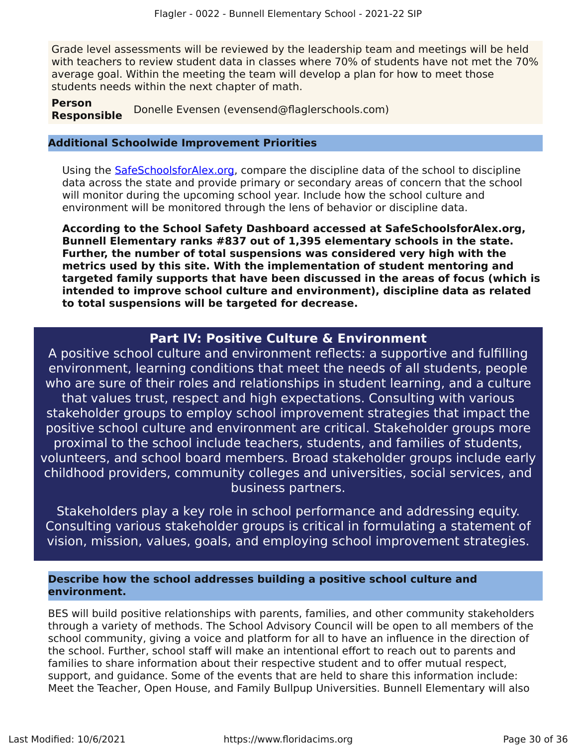Grade level assessments will be reviewed by the leadership team and meetings will be held with teachers to review student data in classes where 70% of students have not met the 70% average goal. Within the meeting the team will develop a plan for how to meet those students needs within the next chapter of math.

**Person Responsible** Donelle Evensen (evensend@flaglerschools.com)

### Additional Schoolwide Improvement Priorities

Using the [SafeSchoolsforAlex.org](SafeSchoolsforAlex.org), compare the discipline data of the school to discipline data across the state and provide primary or secondary areas of concern that the school will monitor during the upcoming school year. Include how the school culture and environment will be monitored through the lens of behavior or discipline data.

**According to the School Safety Dashboard accessed at SafeSchoolsforAlex.org, Bunnell Elementary ranks #837 out of 1,395 elementary schools in the state. Further, the number of total suspensions was considered very high with the metrics used by this site. With the implementation of student mentoring and targeted family supports that have been discussed in the areas of focus (which is intended to improve school culture and environment), discipline data as related to total suspensions will be targeted for decrease.**

## Part IV: Positive Culture & Environment

A positive school culture and environment reflects: a supportive and fulfilling environment, learning conditions that meet the needs of all students, people who are sure of their roles and relationships in student learning, and a culture that values trust, respect and high expectations. Consulting with various stakeholder groups to employ school improvement strategies that impact the positive school culture and environment are critical. Stakeholder groups more proximal to the school include teachers, students, and families of students, volunteers, and school board members. Broad stakeholder groups include early childhood providers, community colleges and universities, social services, and business partners.

Stakeholders play a key role in school performance and addressing equity. Consulting various stakeholder groups is critical in formulating a statement of vision, mission, values, goals, and employing school improvement strategies.

### Describe how the school addresses building a positive school culture and environment.

BES will build positive relationships with parents, families, and other community stakeholders through a variety of methods. The School Advisory Council will be open to all members of the school community, giving a voice and platform for all to have an influence in the direction of the school. Further, school staff will make an intentional effort to reach out to parents and families to share information about their respective student and to offer mutual respect, support, and guidance. Some of the events that are held to share this information include: Meet the Teacher, Open House, and Family Bullpup Universities. Bunnell Elementary will also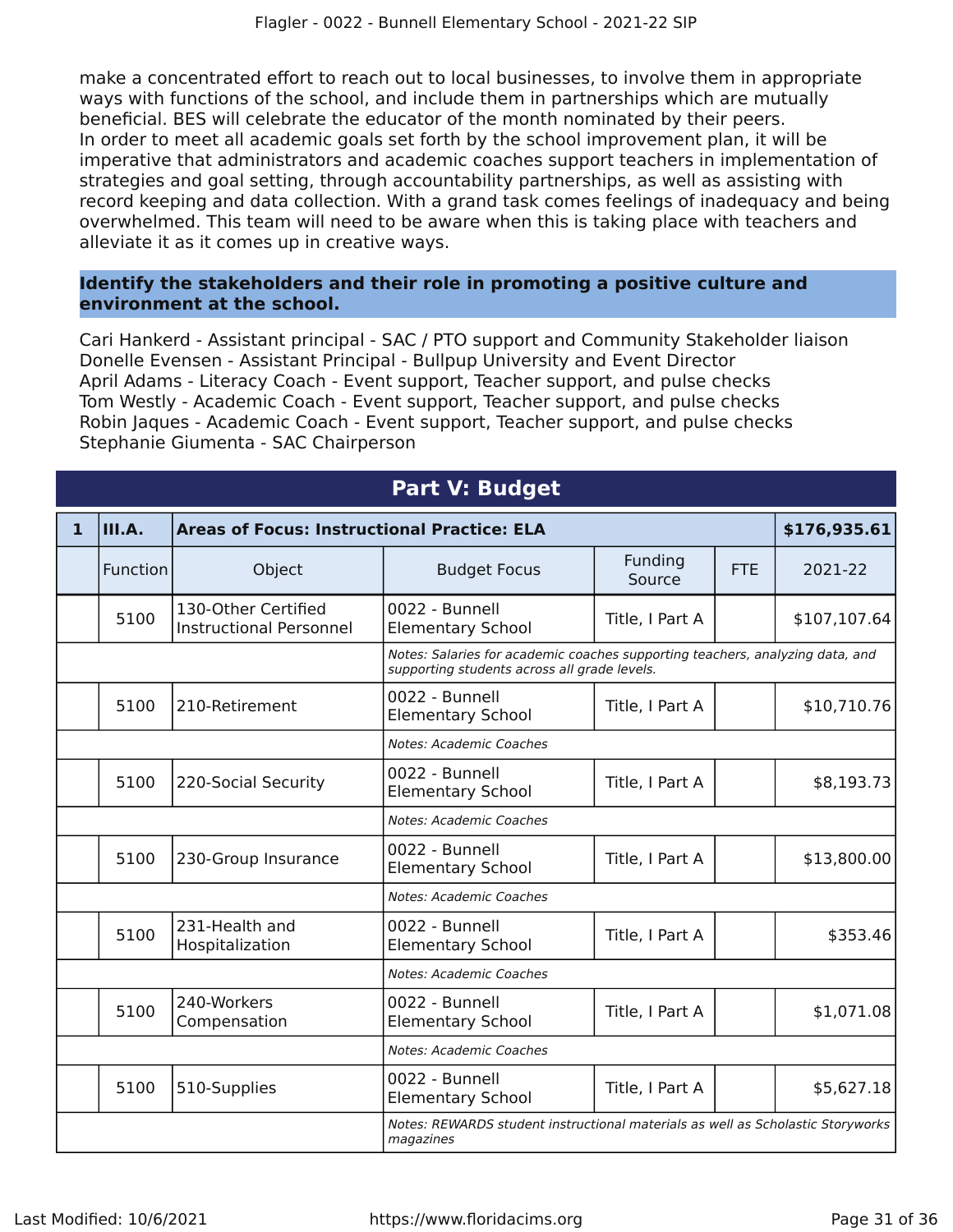make a concentrated effort to reach out to local businesses, to involve them in appropriate ways with functions of the school, and include them in partnerships which are mutually beneficial. BES will celebrate the educator of the month nominated by their peers.
In order to meet all academic goals set forth by the school improvement plan, it will be imperative that administrators and academic coaches support teachers in implementation of strategies and goal setting, through accountability partnerships, as well as assisting with record keeping and data collection. With a grand task comes feelings of inadequacy and being overwhelmed. This team will need to be aware when this is taking place with teachers and alleviate it as it comes up in creative ways.

### Identify the stakeholders and their role in promoting a positive culture and environment at the school.

Cari Hankerd - Assistant principal - SAC / PTO support and Community Stakeholder liaison
Donelle Evensen - Assistant Principal - Bullpup University and Event Director
April Adams - Literacy Coach - Event support, Teacher support, and pulse checks
Tom Westly - Academic Coach - Event support, Teacher support, and pulse checks
Robin Jaques - Academic Coach - Event support, Teacher support, and pulse checks
Stephanie Giumenta - SAC Chairperson

## Part V: Budget

| 1 | III.A. | Areas of Focus: Instructional Practice: ELA | | | | $176,935.61 |
|---|---|---|---|---|---|---|
| | Function | Object | Budget Focus | Funding Source | FTE | 2021-22 |
| | 5100 | 130-Other Certified Instructional Personnel | 0022 - Bunnell Elementary School | Title, I Part A | | $107,107.64 |
| | | | *Notes: Salaries for academic coaches supporting teachers, analyzing data, and supporting students across all grade levels.* | | | |
| | 5100 | 210-Retirement | 0022 - Bunnell Elementary School | Title, I Part A | | $10,710.76 |
| | | | *Notes: Academic Coaches* | | | |
| | 5100 | 220-Social Security | 0022 - Bunnell Elementary School | Title, I Part A | | $8,193.73 |
| | | | *Notes: Academic Coaches* | | | |
| | 5100 | 230-Group Insurance | 0022 - Bunnell Elementary School | Title, I Part A | | $13,800.00 |
| | | | *Notes: Academic Coaches* | | | |
| | 5100 | 231-Health and Hospitalization | 0022 - Bunnell Elementary School | Title, I Part A | | $353.46 |
| | | | *Notes: Academic Coaches* | | | |
| | 5100 | 240-Workers Compensation | 0022 - Bunnell Elementary School | Title, I Part A | | $1,071.08 |
| | | | *Notes: Academic Coaches* | | | |
| | 5100 | 510-Supplies | 0022 - Bunnell Elementary School | Title, I Part A | | $5,627.18 |
| | | | *Notes: REWARDS student instructional materials as well as Scholastic Storyworks magazines* | | | |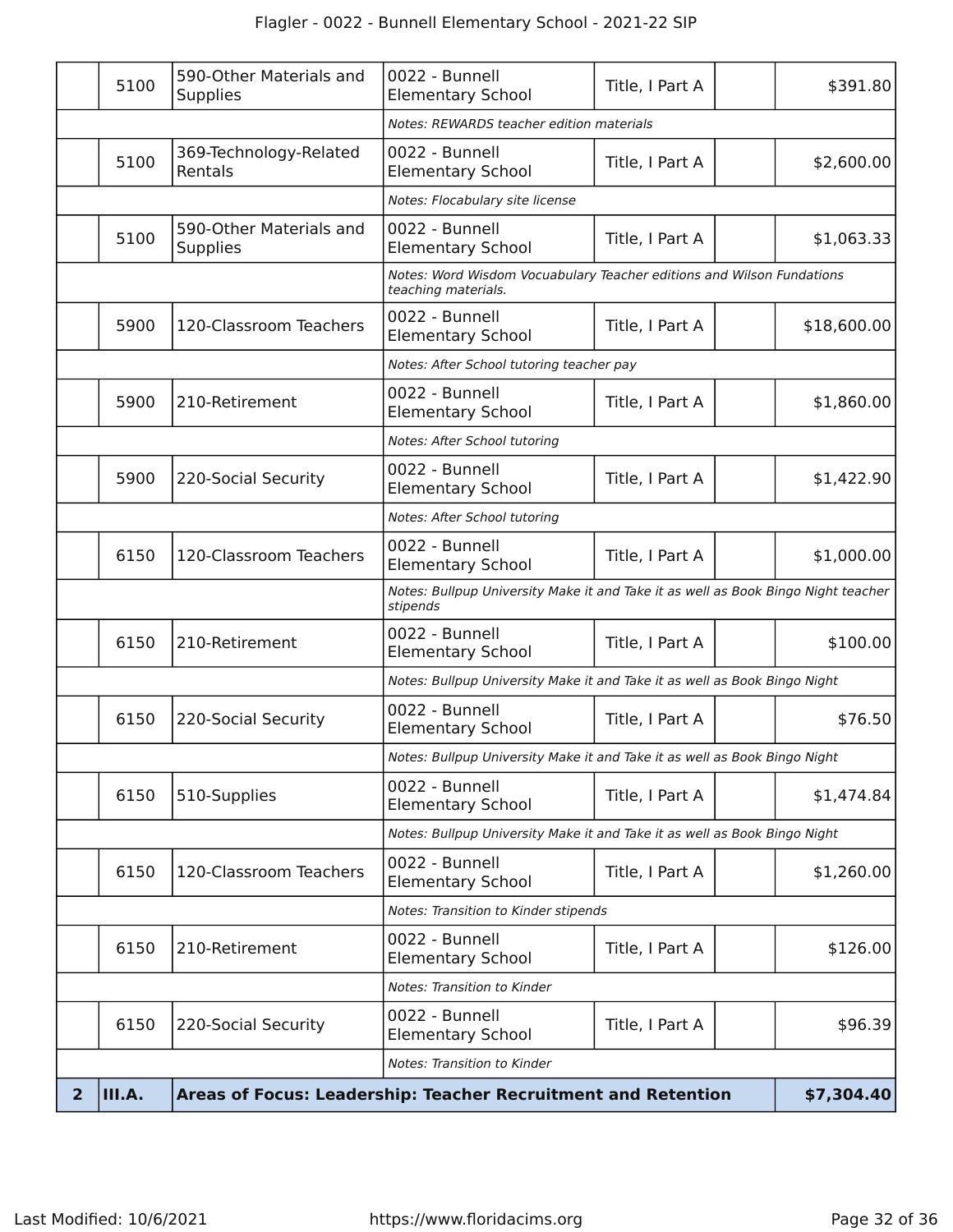| | | | | | | |
|---|---|---|---|---|---|---|
| | 5100 | 590-Other Materials and Supplies | 0022 - Bunnell Elementary School | Title, I Part A | | $391.80 |
| | | | *Notes: REWARDS teacher edition materials* | | | |
| | 5100 | 369-Technology-Related Rentals | 0022 - Bunnell Elementary School | Title, I Part A | | $2,600.00 |
| | | | *Notes: Flocabulary site license* | | | |
| | 5100 | 590-Other Materials and Supplies | 0022 - Bunnell Elementary School | Title, I Part A | | $1,063.33 |
| | | | *Notes: Word Wisdom Vocuabulary Teacher editions and Wilson Fundations teaching materials.* | | | |
| | 5900 | 120-Classroom Teachers | 0022 - Bunnell Elementary School | Title, I Part A | | $18,600.00 |
| | | | *Notes: After School tutoring teacher pay* | | | |
| | 5900 | 210-Retirement | 0022 - Bunnell Elementary School | Title, I Part A | | $1,860.00 |
| | | | *Notes: After School tutoring* | | | |
| | 5900 | 220-Social Security | 0022 - Bunnell Elementary School | Title, I Part A | | $1,422.90 |
| | | | *Notes: After School tutoring* | | | |
| | 6150 | 120-Classroom Teachers | 0022 - Bunnell Elementary School | Title, I Part A | | $1,000.00 |
| | | | *Notes: Bullpup University Make it and Take it as well as Book Bingo Night teacher stipends* | | | |
| | 6150 | 210-Retirement | 0022 - Bunnell Elementary School | Title, I Part A | | $100.00 |
| | | | *Notes: Bullpup University Make it and Take it as well as Book Bingo Night* | | | |
| | 6150 | 220-Social Security | 0022 - Bunnell Elementary School | Title, I Part A | | $76.50 |
| | | | *Notes: Bullpup University Make it and Take it as well as Book Bingo Night* | | | |
| | 6150 | 510-Supplies | 0022 - Bunnell Elementary School | Title, I Part A | | $1,474.84 |
| | | | *Notes: Bullpup University Make it and Take it as well as Book Bingo Night* | | | |
| | 6150 | 120-Classroom Teachers | 0022 - Bunnell Elementary School | Title, I Part A | | $1,260.00 |
| | | | *Notes: Transition to Kinder stipends* | | | |
| | 6150 | 210-Retirement | 0022 - Bunnell Elementary School | Title, I Part A | | $126.00 |
| | | | *Notes: Transition to Kinder* | | | |
| | 6150 | 220-Social Security | 0022 - Bunnell Elementary School | Title, I Part A | | $96.39 |
| | | | *Notes: Transition to Kinder* | | | |
| **2** | **III.A.** | **Areas of Focus: Leadership: Teacher Recruitment and Retention** | | | | **$7,304.40** |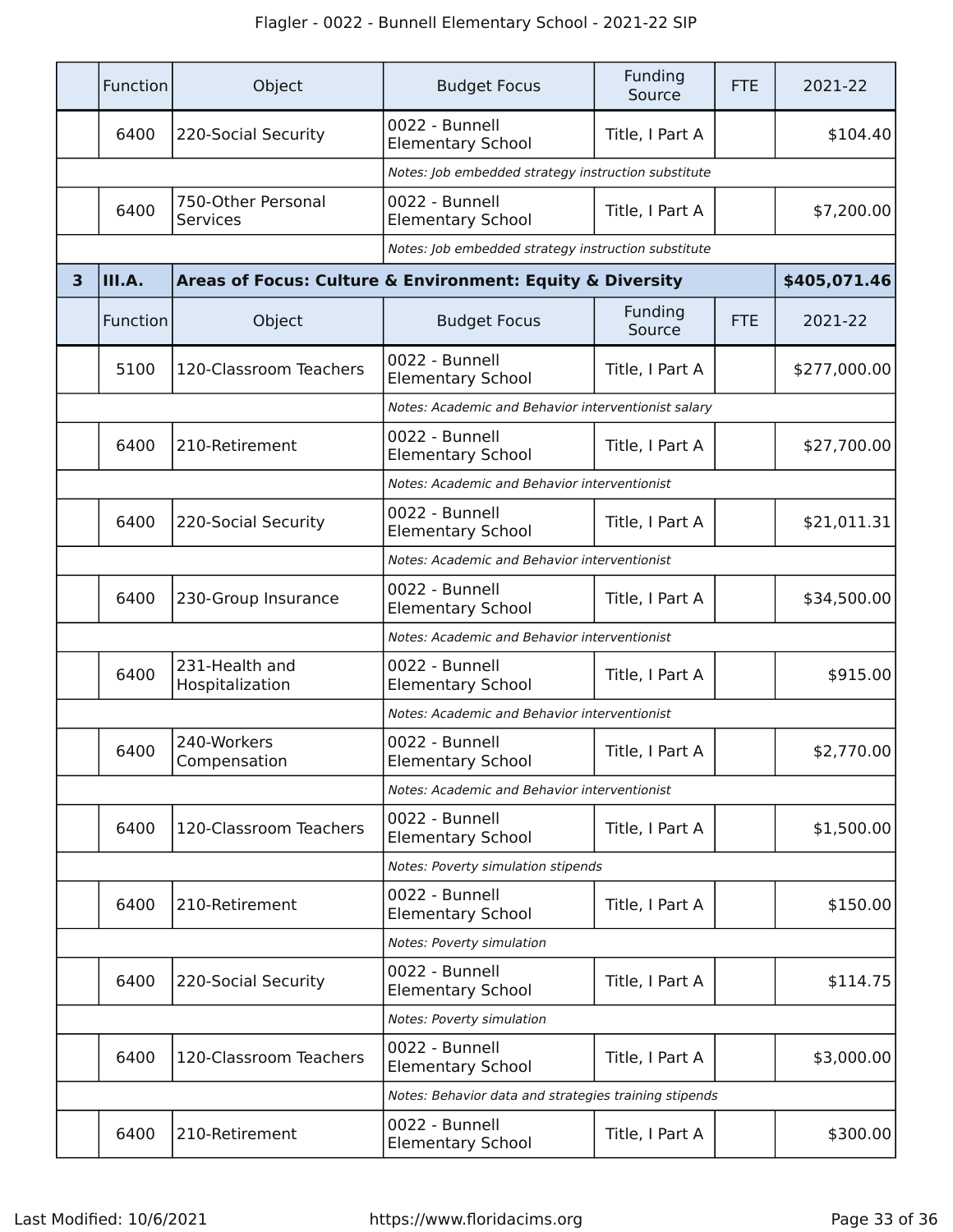| | Function | Object | Budget Focus | Funding Source | FTE | 2021-22 |
|---|---|---|---|---|---|---|
| | 6400 | 220-Social Security | 0022 - Bunnell Elementary School | Title, I Part A | | $104.40 |
| | | | *Notes: Job embedded strategy instruction substitute* | | | |
| | 6400 | 750-Other Personal Services | 0022 - Bunnell Elementary School | Title, I Part A | | $7,200.00 |
| | | | *Notes: Job embedded strategy instruction substitute* | | | |

| 3 | III.A. | **Areas of Focus: Culture & Environment: Equity & Diversity** | | | | **$405,071.46** |
|---|---|---|---|---|---|---|
| | Function | Object | Budget Focus | Funding Source | FTE | 2021-22 |
| | 5100 | 120-Classroom Teachers | 0022 - Bunnell Elementary School | Title, I Part A | | $277,000.00 |
| | | | *Notes: Academic and Behavior interventionist salary* | | | |
| | 6400 | 210-Retirement | 0022 - Bunnell Elementary School | Title, I Part A | | $27,700.00 |
| | | | *Notes: Academic and Behavior interventionist* | | | |
| | 6400 | 220-Social Security | 0022 - Bunnell Elementary School | Title, I Part A | | $21,011.31 |
| | | | *Notes: Academic and Behavior interventionist* | | | |
| | 6400 | 230-Group Insurance | 0022 - Bunnell Elementary School | Title, I Part A | | $34,500.00 |
| | | | *Notes: Academic and Behavior interventionist* | | | |
| | 6400 | 231-Health and Hospitalization | 0022 - Bunnell Elementary School | Title, I Part A | | $915.00 |
| | | | *Notes: Academic and Behavior interventionist* | | | |
| | 6400 | 240-Workers Compensation | 0022 - Bunnell Elementary School | Title, I Part A | | $2,770.00 |
| | | | *Notes: Academic and Behavior interventionist* | | | |
| | 6400 | 120-Classroom Teachers | 0022 - Bunnell Elementary School | Title, I Part A | | $1,500.00 |
| | | | *Notes: Poverty simulation stipends* | | | |
| | 6400 | 210-Retirement | 0022 - Bunnell Elementary School | Title, I Part A | | $150.00 |
| | | | *Notes: Poverty simulation* | | | |
| | 6400 | 220-Social Security | 0022 - Bunnell Elementary School | Title, I Part A | | $114.75 |
| | | | *Notes: Poverty simulation* | | | |
| | 6400 | 120-Classroom Teachers | 0022 - Bunnell Elementary School | Title, I Part A | | $3,000.00 |
| | | | *Notes: Behavior data and strategies training stipends* | | | |
| | 6400 | 210-Retirement | 0022 - Bunnell Elementary School | Title, I Part A | | $300.00 |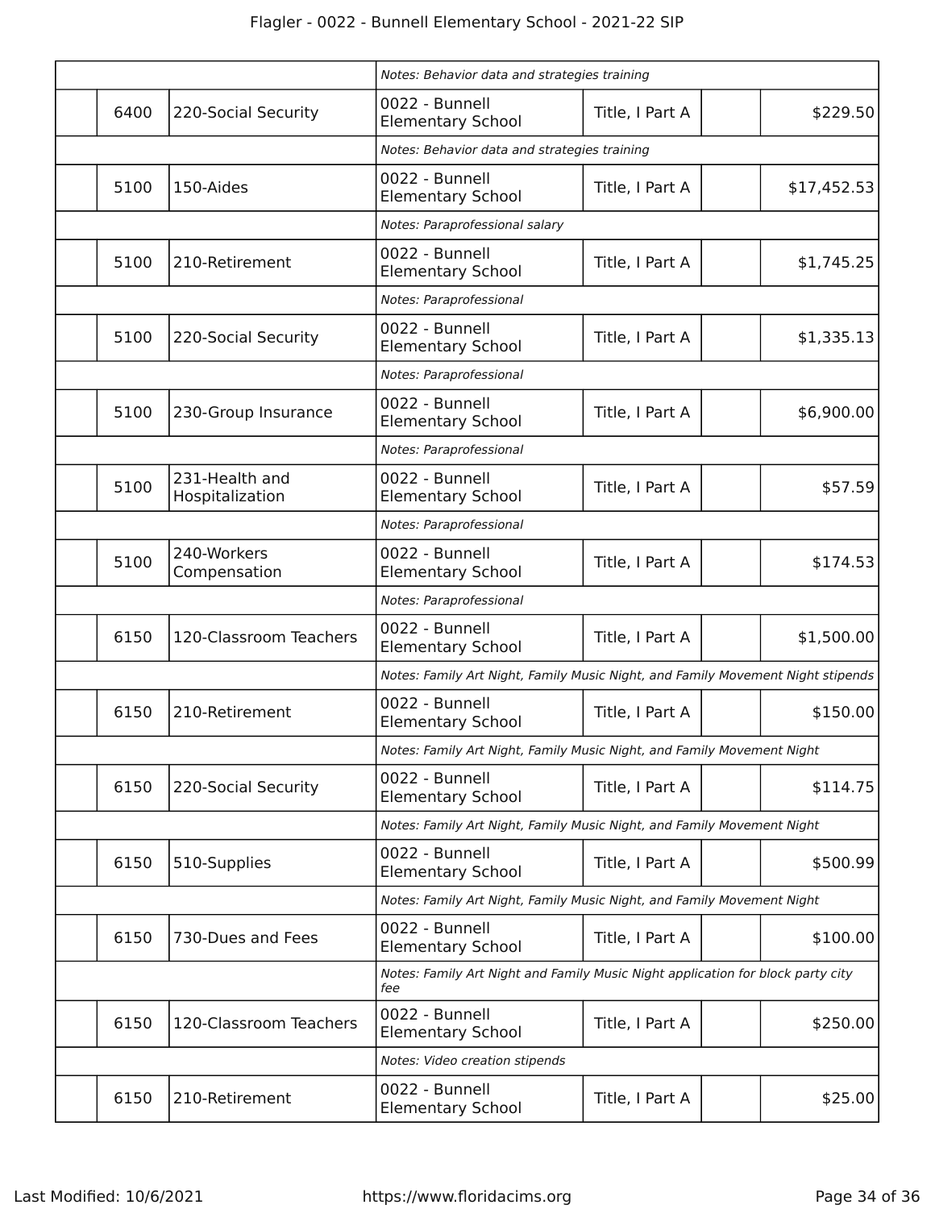| | | | | | | |
|---|---|---|---|---|---|---|
| | | | Notes: Behavior data and strategies training | | | |
| | 6400 | 220-Social Security | 0022 - Bunnell Elementary School | Title, I Part A | | $229.50 |
| | | | Notes: Behavior data and strategies training | | | |
| | 5100 | 150-Aides | 0022 - Bunnell Elementary School | Title, I Part A | | $17,452.53 |
| | | | Notes: Paraprofessional salary | | | |
| | 5100 | 210-Retirement | 0022 - Bunnell Elementary School | Title, I Part A | | $1,745.25 |
| | | | Notes: Paraprofessional | | | |
| | 5100 | 220-Social Security | 0022 - Bunnell Elementary School | Title, I Part A | | $1,335.13 |
| | | | Notes: Paraprofessional | | | |
| | 5100 | 230-Group Insurance | 0022 - Bunnell Elementary School | Title, I Part A | | $6,900.00 |
| | | | Notes: Paraprofessional | | | |
| | 5100 | 231-Health and Hospitalization | 0022 - Bunnell Elementary School | Title, I Part A | | $57.59 |
| | | | Notes: Paraprofessional | | | |
| | 5100 | 240-Workers Compensation | 0022 - Bunnell Elementary School | Title, I Part A | | $174.53 |
| | | | Notes: Paraprofessional | | | |
| | 6150 | 120-Classroom Teachers | 0022 - Bunnell Elementary School | Title, I Part A | | $1,500.00 |
| | | | Notes: Family Art Night, Family Music Night, and Family Movement Night stipends | | | |
| | 6150 | 210-Retirement | 0022 - Bunnell Elementary School | Title, I Part A | | $150.00 |
| | | | Notes: Family Art Night, Family Music Night, and Family Movement Night | | | |
| | 6150 | 220-Social Security | 0022 - Bunnell Elementary School | Title, I Part A | | $114.75 |
| | | | Notes: Family Art Night, Family Music Night, and Family Movement Night | | | |
| | 6150 | 510-Supplies | 0022 - Bunnell Elementary School | Title, I Part A | | $500.99 |
| | | | Notes: Family Art Night, Family Music Night, and Family Movement Night | | | |
| | 6150 | 730-Dues and Fees | 0022 - Bunnell Elementary School | Title, I Part A | | $100.00 |
| | | | Notes: Family Art Night and Family Music Night application for block party city fee | | | |
| | 6150 | 120-Classroom Teachers | 0022 - Bunnell Elementary School | Title, I Part A | | $250.00 |
| | | | Notes: Video creation stipends | | | |
| | 6150 | 210-Retirement | 0022 - Bunnell Elementary School | Title, I Part A | | $25.00 |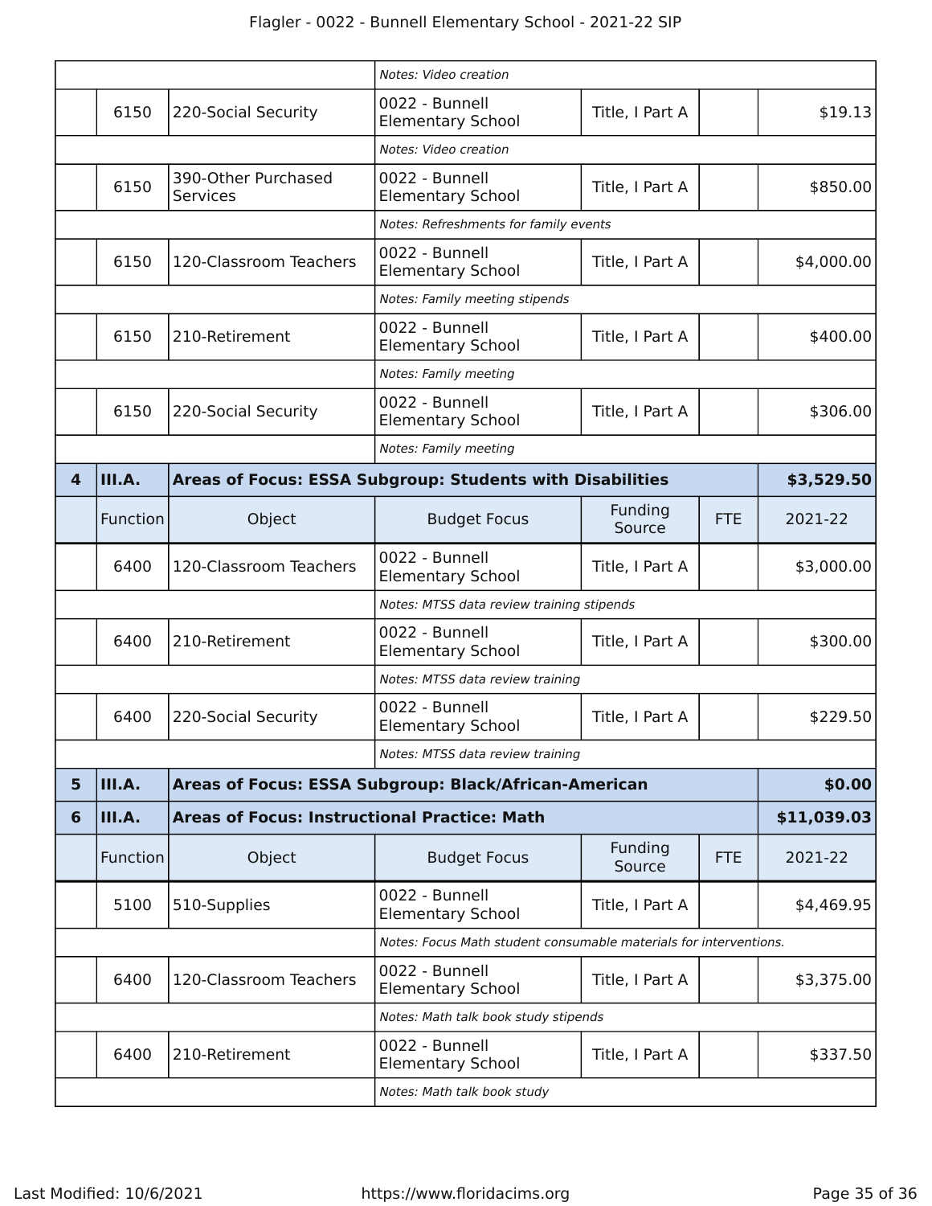| | | | Notes: Video creation | | | |
|---|---|---|---|---|---|---|
| | 6150 | 220-Social Security | 0022 - Bunnell Elementary School | Title, I Part A | | $19.13 |
| | | | *Notes: Video creation* | | | |
| | 6150 | 390-Other Purchased Services | 0022 - Bunnell Elementary School | Title, I Part A | | $850.00 |
| | | | *Notes: Refreshments for family events* | | | |
| | 6150 | 120-Classroom Teachers | 0022 - Bunnell Elementary School | Title, I Part A | | $4,000.00 |
| | | | *Notes: Family meeting stipends* | | | |
| | 6150 | 210-Retirement | 0022 - Bunnell Elementary School | Title, I Part A | | $400.00 |
| | | | *Notes: Family meeting* | | | |
| | 6150 | 220-Social Security | 0022 - Bunnell Elementary School | Title, I Part A | | $306.00 |
| | | | *Notes: Family meeting* | | | |
| **4** | **III.A.** | **Areas of Focus: ESSA Subgroup: Students with Disabilities** | | | | **$3,529.50** |
| | Function | Object | Budget Focus | Funding Source | FTE | 2021-22 |
| | 6400 | 120-Classroom Teachers | 0022 - Bunnell Elementary School | Title, I Part A | | $3,000.00 |
| | | | *Notes: MTSS data review training stipends* | | | |
| | 6400 | 210-Retirement | 0022 - Bunnell Elementary School | Title, I Part A | | $300.00 |
| | | | *Notes: MTSS data review training* | | | |
| | 6400 | 220-Social Security | 0022 - Bunnell Elementary School | Title, I Part A | | $229.50 |
| | | | *Notes: MTSS data review training* | | | |
| **5** | **III.A.** | **Areas of Focus: ESSA Subgroup: Black/African-American** | | | | **$0.00** |
| **6** | **III.A.** | **Areas of Focus: Instructional Practice: Math** | | | | **$11,039.03** |
| | Function | Object | Budget Focus | Funding Source | FTE | 2021-22 |
| | 5100 | 510-Supplies | 0022 - Bunnell Elementary School | Title, I Part A | | $4,469.95 |
| | | | *Notes: Focus Math student consumable materials for interventions.* | | | |
| | 6400 | 120-Classroom Teachers | 0022 - Bunnell Elementary School | Title, I Part A | | $3,375.00 |
| | | | *Notes: Math talk book study stipends* | | | |
| | 6400 | 210-Retirement | 0022 - Bunnell Elementary School | Title, I Part A | | $337.50 |
| | | | *Notes: Math talk book study* | | | |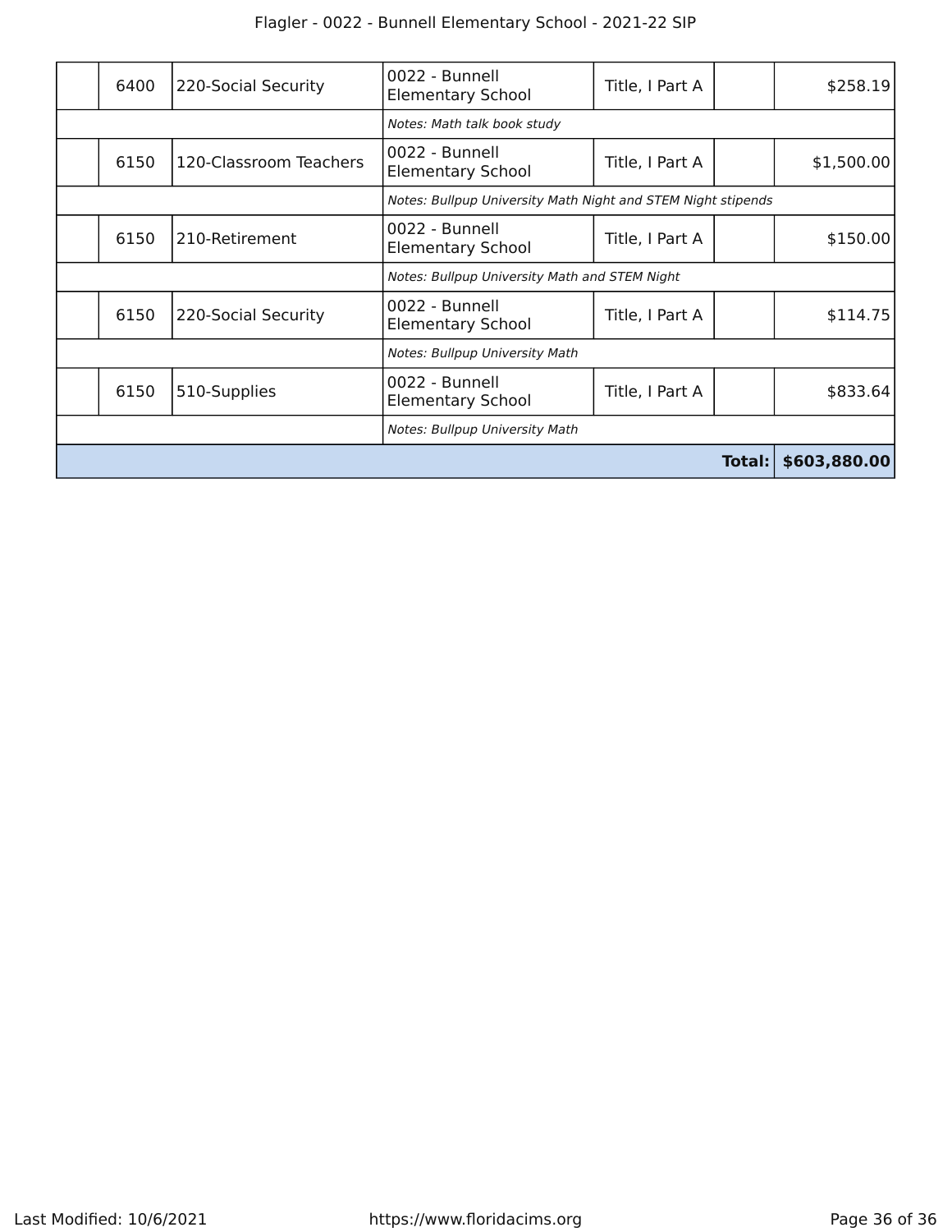| | | | | | | |
|---|---|---|---|---|---|---|
| | 6400 | 220-Social Security | 0022 - Bunnell Elementary School | Title, I Part A | | $258.19 |
| | | | *Notes: Math talk book study* | | | |
| | 6150 | 120-Classroom Teachers | 0022 - Bunnell Elementary School | Title, I Part A | | $1,500.00 |
| | | | *Notes: Bullpup University Math Night and STEM Night stipends* | | | |
| | 6150 | 210-Retirement | 0022 - Bunnell Elementary School | Title, I Part A | | $150.00 |
| | | | *Notes: Bullpup University Math and STEM Night* | | | |
| | 6150 | 220-Social Security | 0022 - Bunnell Elementary School | Title, I Part A | | $114.75 |
| | | | *Notes: Bullpup University Math* | | | |
| | 6150 | 510-Supplies | 0022 - Bunnell Elementary School | Title, I Part A | | $833.64 |
| | | | *Notes: Bullpup University Math* | | | |
| | | | | | **Total:** | **$603,880.00** |